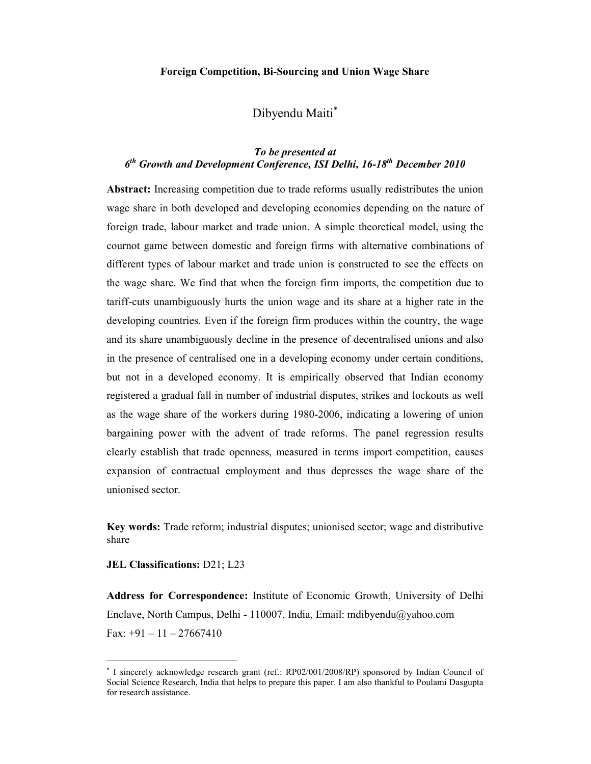**Foreign Competition, Bi-Sourcing and Union Wage Share**

Dibyendu Maiti[*]

***To be presented at***
***6th Growth and Development Conference, ISI Delhi, 16-18th December 2010***

**Abstract:** Increasing competition due to trade reforms usually redistributes the union wage share in both developed and developing economies depending on the nature of foreign trade, labour market and trade union. A simple theoretical model, using the cournot game between domestic and foreign firms with alternative combinations of different types of labour market and trade union is constructed to see the effects on the wage share. We find that when the foreign firm imports, the competition due to tariff-cuts unambiguously hurts the union wage and its share at a higher rate in the developing countries. Even if the foreign firm produces within the country, the wage and its share unambiguously decline in the presence of decentralised unions and also in the presence of centralised one in a developing economy under certain conditions, but not in a developed economy. It is empirically observed that Indian economy registered a gradual fall in number of industrial disputes, strikes and lockouts as well as the wage share of the workers during 1980-2006, indicating a lowering of union bargaining power with the advent of trade reforms. The panel regression results clearly establish that trade openness, measured in terms import competition, causes expansion of contractual employment and thus depresses the wage share of the unionised sector.

**Key words:** Trade reform; industrial disputes; unionised sector; wage and distributive share

**JEL Classifications:** D21; L23

**Address for Correspondence:** Institute of Economic Growth, University of Delhi Enclave, North Campus, Delhi - 110007, India, Email: mdibyendu@yahoo.com
Fax: +91 – 11 – 27667410

---

[*] I sincerely acknowledge research grant (ref.: RP02/001/2008/RP) sponsored by Indian Council of Social Science Research, India that helps to prepare this paper. I am also thankful to Poulami Dasgupta for research assistance.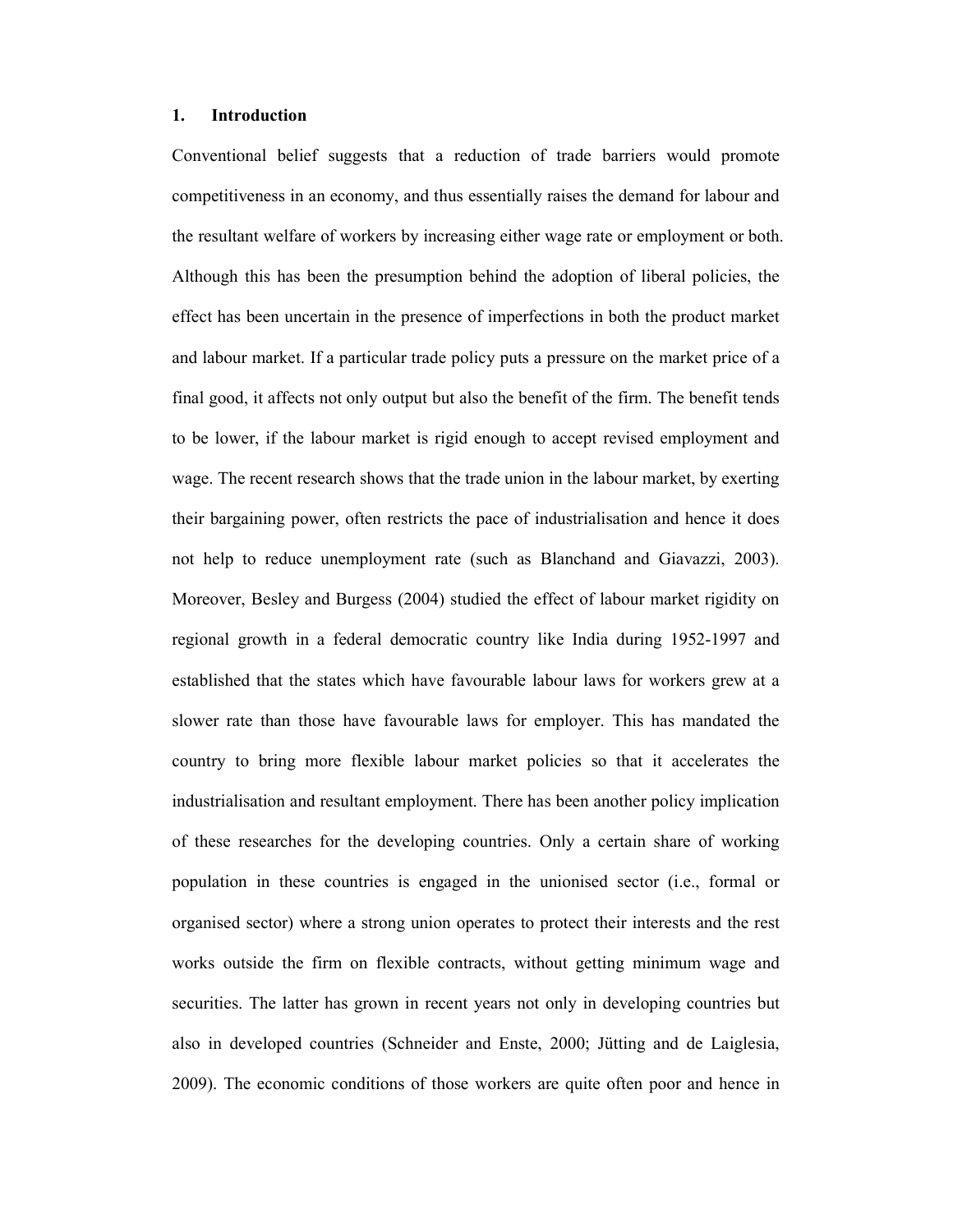## 1. Introduction

Conventional belief suggests that a reduction of trade barriers would promote competitiveness in an economy, and thus essentially raises the demand for labour and the resultant welfare of workers by increasing either wage rate or employment or both. Although this has been the presumption behind the adoption of liberal policies, the effect has been uncertain in the presence of imperfections in both the product market and labour market. If a particular trade policy puts a pressure on the market price of a final good, it affects not only output but also the benefit of the firm. The benefit tends to be lower, if the labour market is rigid enough to accept revised employment and wage. The recent research shows that the trade union in the labour market, by exerting their bargaining power, often restricts the pace of industrialisation and hence it does not help to reduce unemployment rate (such as Blanchand and Giavazzi, 2003). Moreover, Besley and Burgess (2004) studied the effect of labour market rigidity on regional growth in a federal democratic country like India during 1952-1997 and established that the states which have favourable labour laws for workers grew at a slower rate than those have favourable laws for employer. This has mandated the country to bring more flexible labour market policies so that it accelerates the industrialisation and resultant employment. There has been another policy implication of these researches for the developing countries. Only a certain share of working population in these countries is engaged in the unionised sector (i.e., formal or organised sector) where a strong union operates to protect their interests and the rest works outside the firm on flexible contracts, without getting minimum wage and securities. The latter has grown in recent years not only in developing countries but also in developed countries (Schneider and Enste, 2000; Jütting and de Laiglesia, 2009). The economic conditions of those workers are quite often poor and hence in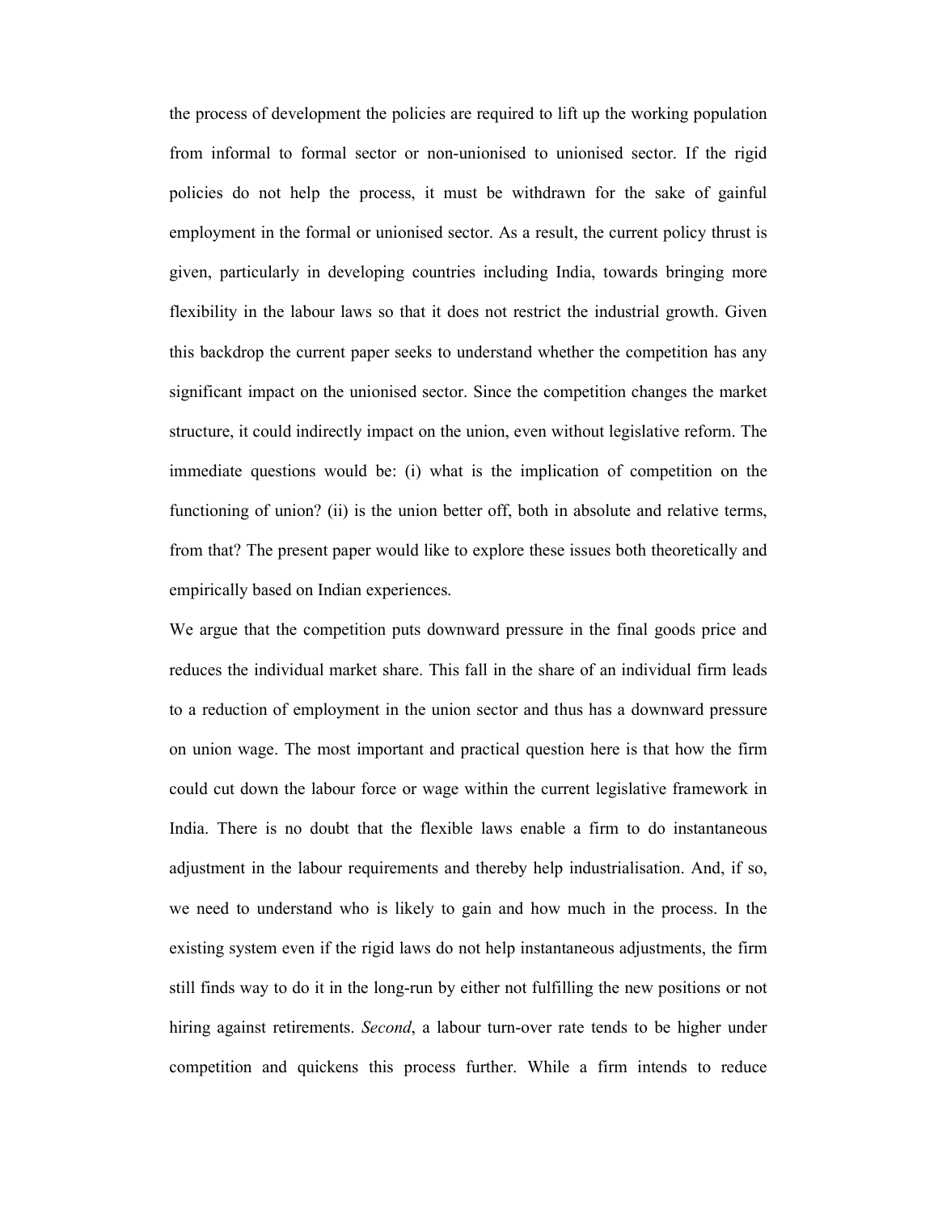the process of development the policies are required to lift up the working population from informal to formal sector or non-unionised to unionised sector. If the rigid policies do not help the process, it must be withdrawn for the sake of gainful employment in the formal or unionised sector. As a result, the current policy thrust is given, particularly in developing countries including India, towards bringing more flexibility in the labour laws so that it does not restrict the industrial growth. Given this backdrop the current paper seeks to understand whether the competition has any significant impact on the unionised sector. Since the competition changes the market structure, it could indirectly impact on the union, even without legislative reform. The immediate questions would be: (i) what is the implication of competition on the functioning of union? (ii) is the union better off, both in absolute and relative terms, from that? The present paper would like to explore these issues both theoretically and empirically based on Indian experiences.

We argue that the competition puts downward pressure in the final goods price and reduces the individual market share. This fall in the share of an individual firm leads to a reduction of employment in the union sector and thus has a downward pressure on union wage. The most important and practical question here is that how the firm could cut down the labour force or wage within the current legislative framework in India. There is no doubt that the flexible laws enable a firm to do instantaneous adjustment in the labour requirements and thereby help industrialisation. And, if so, we need to understand who is likely to gain and how much in the process. In the existing system even if the rigid laws do not help instantaneous adjustments, the firm still finds way to do it in the long-run by either not fulfilling the new positions or not hiring against retirements. *Second*, a labour turn-over rate tends to be higher under competition and quickens this process further. While a firm intends to reduce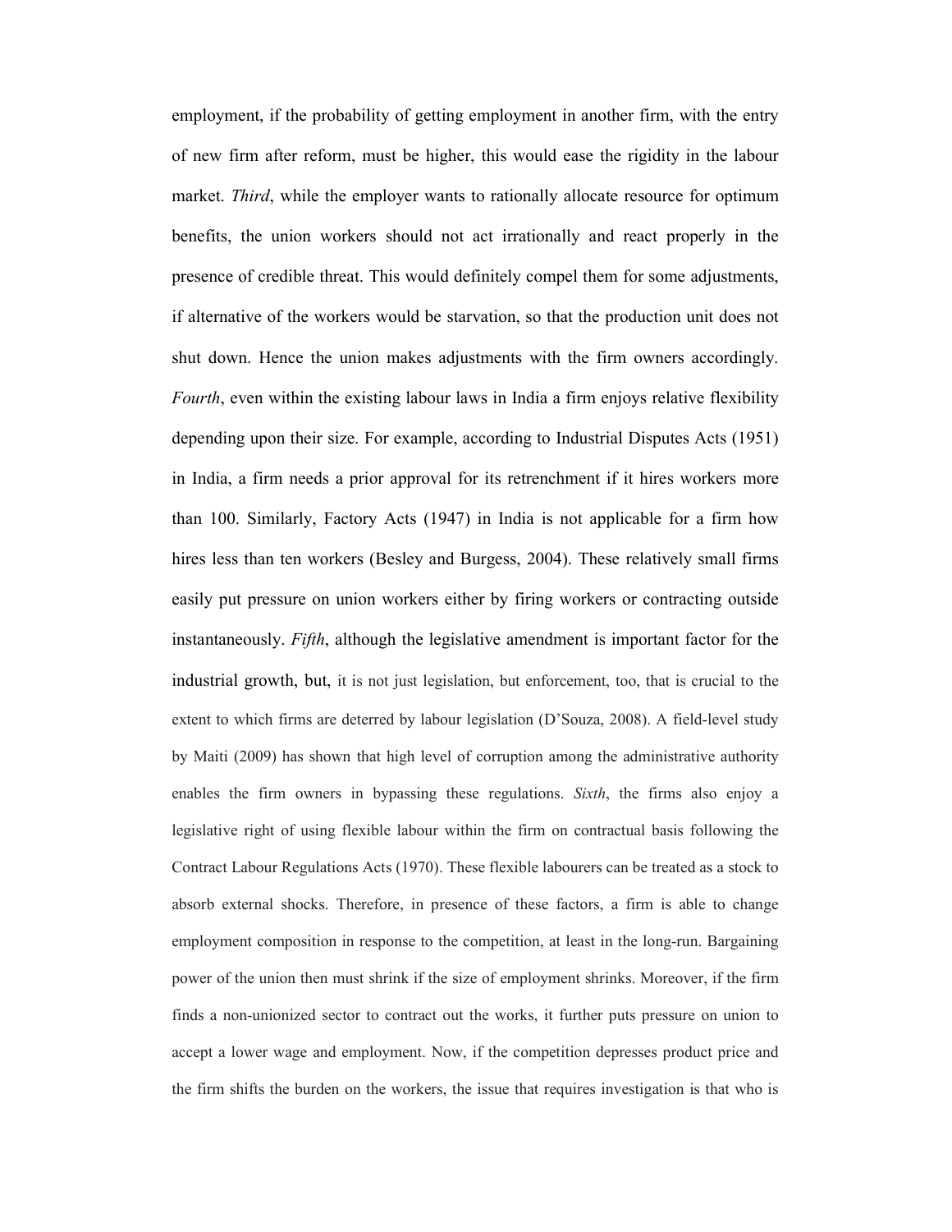employment, if the probability of getting employment in another firm, with the entry of new firm after reform, must be higher, this would ease the rigidity in the labour market. *Third*, while the employer wants to rationally allocate resource for optimum benefits, the union workers should not act irrationally and react properly in the presence of credible threat. This would definitely compel them for some adjustments, if alternative of the workers would be starvation, so that the production unit does not shut down. Hence the union makes adjustments with the firm owners accordingly. *Fourth*, even within the existing labour laws in India a firm enjoys relative flexibility depending upon their size. For example, according to Industrial Disputes Acts (1951) in India, a firm needs a prior approval for its retrenchment if it hires workers more than 100. Similarly, Factory Acts (1947) in India is not applicable for a firm how hires less than ten workers (Besley and Burgess, 2004). These relatively small firms easily put pressure on union workers either by firing workers or contracting outside instantaneously. *Fifth*, although the legislative amendment is important factor for the industrial growth, but, it is not just legislation, but enforcement, too, that is crucial to the extent to which firms are deterred by labour legislation (D'Souza, 2008). A field-level study by Maiti (2009) has shown that high level of corruption among the administrative authority enables the firm owners in bypassing these regulations. *Sixth*, the firms also enjoy a legislative right of using flexible labour within the firm on contractual basis following the Contract Labour Regulations Acts (1970). These flexible labourers can be treated as a stock to absorb external shocks. Therefore, in presence of these factors, a firm is able to change employment composition in response to the competition, at least in the long-run. Bargaining power of the union then must shrink if the size of employment shrinks. Moreover, if the firm finds a non-unionized sector to contract out the works, it further puts pressure on union to accept a lower wage and employment. Now, if the competition depresses product price and the firm shifts the burden on the workers, the issue that requires investigation is that who is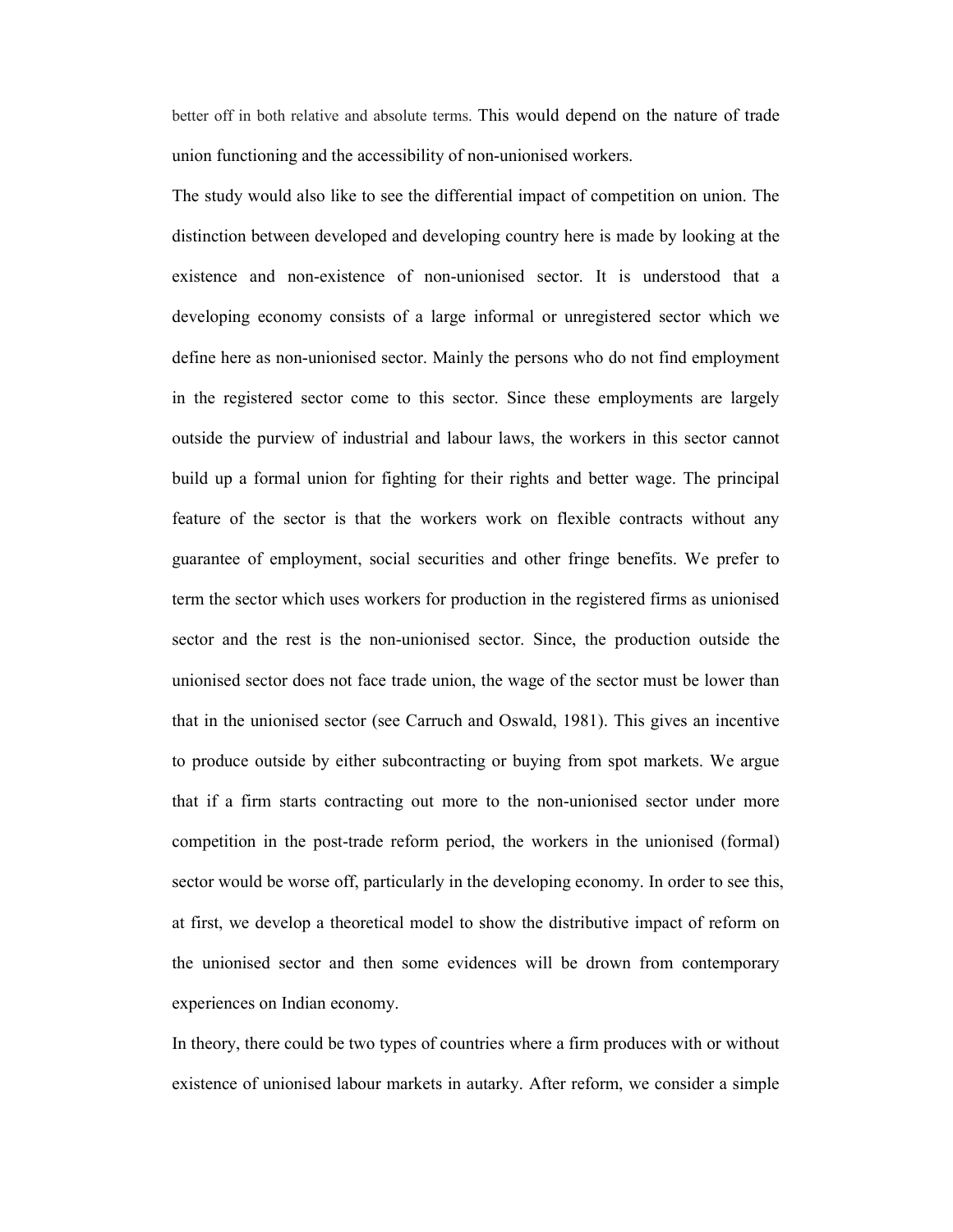better off in both relative and absolute terms. This would depend on the nature of trade union functioning and the accessibility of non-unionised workers.

The study would also like to see the differential impact of competition on union. The distinction between developed and developing country here is made by looking at the existence and non-existence of non-unionised sector. It is understood that a developing economy consists of a large informal or unregistered sector which we define here as non-unionised sector. Mainly the persons who do not find employment in the registered sector come to this sector. Since these employments are largely outside the purview of industrial and labour laws, the workers in this sector cannot build up a formal union for fighting for their rights and better wage. The principal feature of the sector is that the workers work on flexible contracts without any guarantee of employment, social securities and other fringe benefits. We prefer to term the sector which uses workers for production in the registered firms as unionised sector and the rest is the non-unionised sector. Since, the production outside the unionised sector does not face trade union, the wage of the sector must be lower than that in the unionised sector (see Carruch and Oswald, 1981). This gives an incentive to produce outside by either subcontracting or buying from spot markets. We argue that if a firm starts contracting out more to the non-unionised sector under more competition in the post-trade reform period, the workers in the unionised (formal) sector would be worse off, particularly in the developing economy. In order to see this, at first, we develop a theoretical model to show the distributive impact of reform on the unionised sector and then some evidences will be drown from contemporary experiences on Indian economy.

In theory, there could be two types of countries where a firm produces with or without existence of unionised labour markets in autarky. After reform, we consider a simple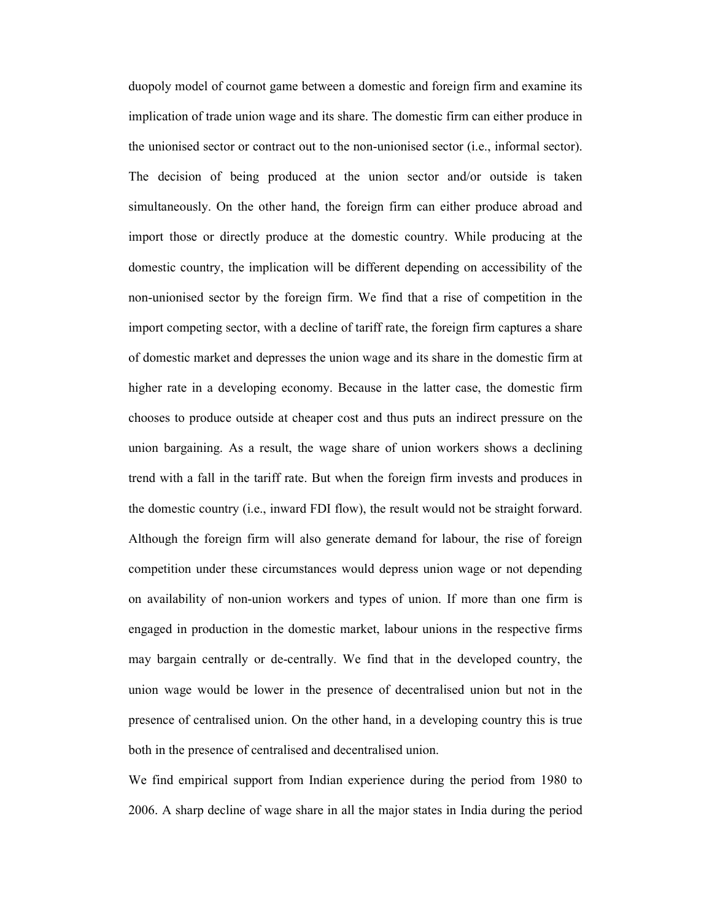duopoly model of cournot game between a domestic and foreign firm and examine its implication of trade union wage and its share. The domestic firm can either produce in the unionised sector or contract out to the non-unionised sector (i.e., informal sector). The decision of being produced at the union sector and/or outside is taken simultaneously. On the other hand, the foreign firm can either produce abroad and import those or directly produce at the domestic country. While producing at the domestic country, the implication will be different depending on accessibility of the non-unionised sector by the foreign firm. We find that a rise of competition in the import competing sector, with a decline of tariff rate, the foreign firm captures a share of domestic market and depresses the union wage and its share in the domestic firm at higher rate in a developing economy. Because in the latter case, the domestic firm chooses to produce outside at cheaper cost and thus puts an indirect pressure on the union bargaining. As a result, the wage share of union workers shows a declining trend with a fall in the tariff rate. But when the foreign firm invests and produces in the domestic country (i.e., inward FDI flow), the result would not be straight forward. Although the foreign firm will also generate demand for labour, the rise of foreign competition under these circumstances would depress union wage or not depending on availability of non-union workers and types of union. If more than one firm is engaged in production in the domestic market, labour unions in the respective firms may bargain centrally or de-centrally. We find that in the developed country, the union wage would be lower in the presence of decentralised union but not in the presence of centralised union. On the other hand, in a developing country this is true both in the presence of centralised and decentralised union.

We find empirical support from Indian experience during the period from 1980 to 2006. A sharp decline of wage share in all the major states in India during the period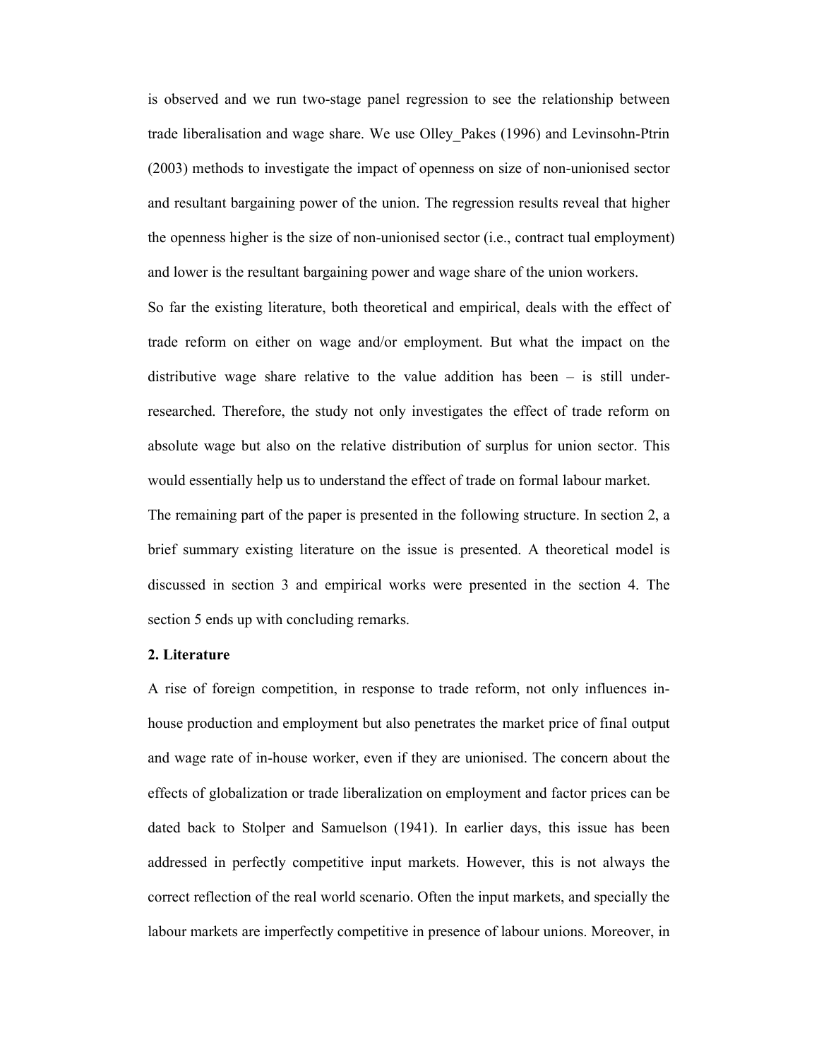is observed and we run two-stage panel regression to see the relationship between trade liberalisation and wage share. We use Olley_Pakes (1996) and Levinsohn-Ptrin (2003) methods to investigate the impact of openness on size of non-unionised sector and resultant bargaining power of the union. The regression results reveal that higher the openness higher is the size of non-unionised sector (i.e., contract tual employment) and lower is the resultant bargaining power and wage share of the union workers.

So far the existing literature, both theoretical and empirical, deals with the effect of trade reform on either on wage and/or employment. But what the impact on the distributive wage share relative to the value addition has been – is still under-researched. Therefore, the study not only investigates the effect of trade reform on absolute wage but also on the relative distribution of surplus for union sector. This would essentially help us to understand the effect of trade on formal labour market.

The remaining part of the paper is presented in the following structure. In section 2, a brief summary existing literature on the issue is presented. A theoretical model is discussed in section 3 and empirical works were presented in the section 4. The section 5 ends up with concluding remarks.

## 2. Literature

A rise of foreign competition, in response to trade reform, not only influences in-house production and employment but also penetrates the market price of final output and wage rate of in-house worker, even if they are unionised. The concern about the effects of globalization or trade liberalization on employment and factor prices can be dated back to Stolper and Samuelson (1941). In earlier days, this issue has been addressed in perfectly competitive input markets. However, this is not always the correct reflection of the real world scenario. Often the input markets, and specially the labour markets are imperfectly competitive in presence of labour unions. Moreover, in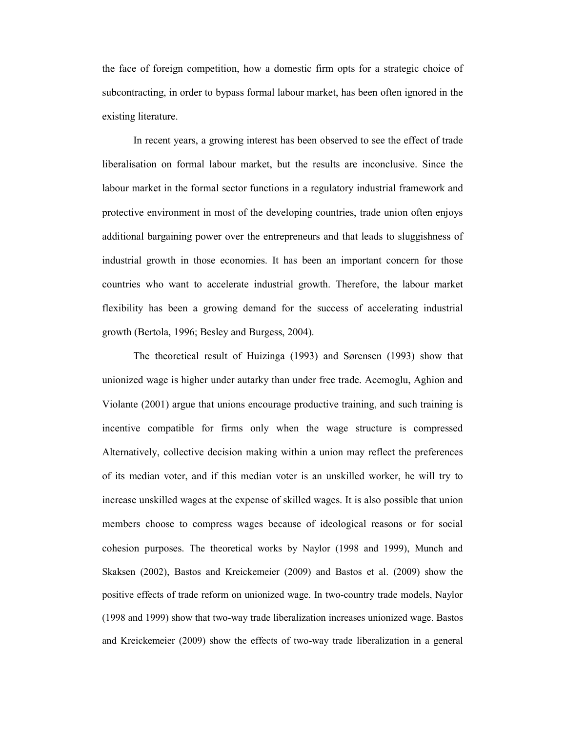the face of foreign competition, how a domestic firm opts for a strategic choice of subcontracting, in order to bypass formal labour market, has been often ignored in the existing literature.

In recent years, a growing interest has been observed to see the effect of trade liberalisation on formal labour market, but the results are inconclusive. Since the labour market in the formal sector functions in a regulatory industrial framework and protective environment in most of the developing countries, trade union often enjoys additional bargaining power over the entrepreneurs and that leads to sluggishness of industrial growth in those economies. It has been an important concern for those countries who want to accelerate industrial growth. Therefore, the labour market flexibility has been a growing demand for the success of accelerating industrial growth (Bertola, 1996; Besley and Burgess, 2004).

The theoretical result of Huizinga (1993) and Sørensen (1993) show that unionized wage is higher under autarky than under free trade. Acemoglu, Aghion and Violante (2001) argue that unions encourage productive training, and such training is incentive compatible for firms only when the wage structure is compressed Alternatively, collective decision making within a union may reflect the preferences of its median voter, and if this median voter is an unskilled worker, he will try to increase unskilled wages at the expense of skilled wages. It is also possible that union members choose to compress wages because of ideological reasons or for social cohesion purposes. The theoretical works by Naylor (1998 and 1999), Munch and Skaksen (2002), Bastos and Kreickemeier (2009) and Bastos et al. (2009) show the positive effects of trade reform on unionized wage. In two-country trade models, Naylor (1998 and 1999) show that two-way trade liberalization increases unionized wage. Bastos and Kreickemeier (2009) show the effects of two-way trade liberalization in a general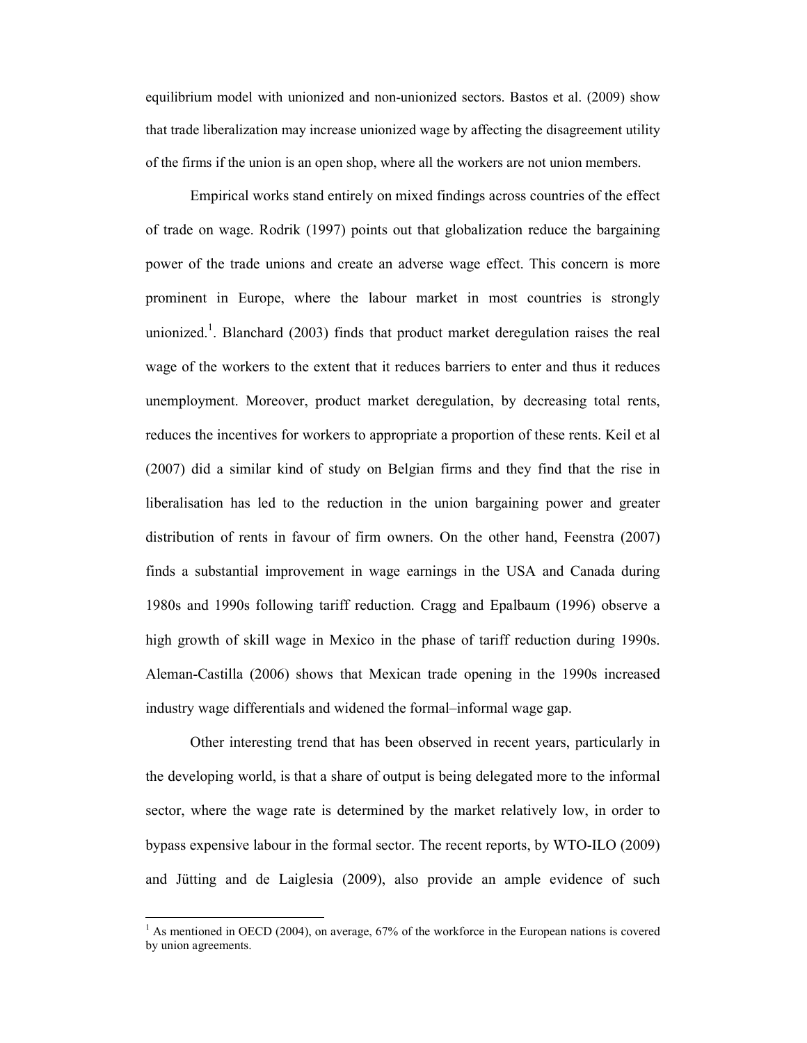equilibrium model with unionized and non-unionized sectors. Bastos et al. (2009) show that trade liberalization may increase unionized wage by affecting the disagreement utility of the firms if the union is an open shop, where all the workers are not union members.

Empirical works stand entirely on mixed findings across countries of the effect of trade on wage. Rodrik (1997) points out that globalization reduce the bargaining power of the trade unions and create an adverse wage effect. This concern is more prominent in Europe, where the labour market in most countries is strongly unionized.[1]. Blanchard (2003) finds that product market deregulation raises the real wage of the workers to the extent that it reduces barriers to enter and thus it reduces unemployment. Moreover, product market deregulation, by decreasing total rents, reduces the incentives for workers to appropriate a proportion of these rents. Keil et al (2007) did a similar kind of study on Belgian firms and they find that the rise in liberalisation has led to the reduction in the union bargaining power and greater distribution of rents in favour of firm owners. On the other hand, Feenstra (2007) finds a substantial improvement in wage earnings in the USA and Canada during 1980s and 1990s following tariff reduction. Cragg and Epalbaum (1996) observe a high growth of skill wage in Mexico in the phase of tariff reduction during 1990s. Aleman-Castilla (2006) shows that Mexican trade opening in the 1990s increased industry wage differentials and widened the formal–informal wage gap.

Other interesting trend that has been observed in recent years, particularly in the developing world, is that a share of output is being delegated more to the informal sector, where the wage rate is determined by the market relatively low, in order to bypass expensive labour in the formal sector. The recent reports, by WTO-ILO (2009) and Jütting and de Laiglesia (2009), also provide an ample evidence of such

[1] As mentioned in OECD (2004), on average, 67% of the workforce in the European nations is covered by union agreements.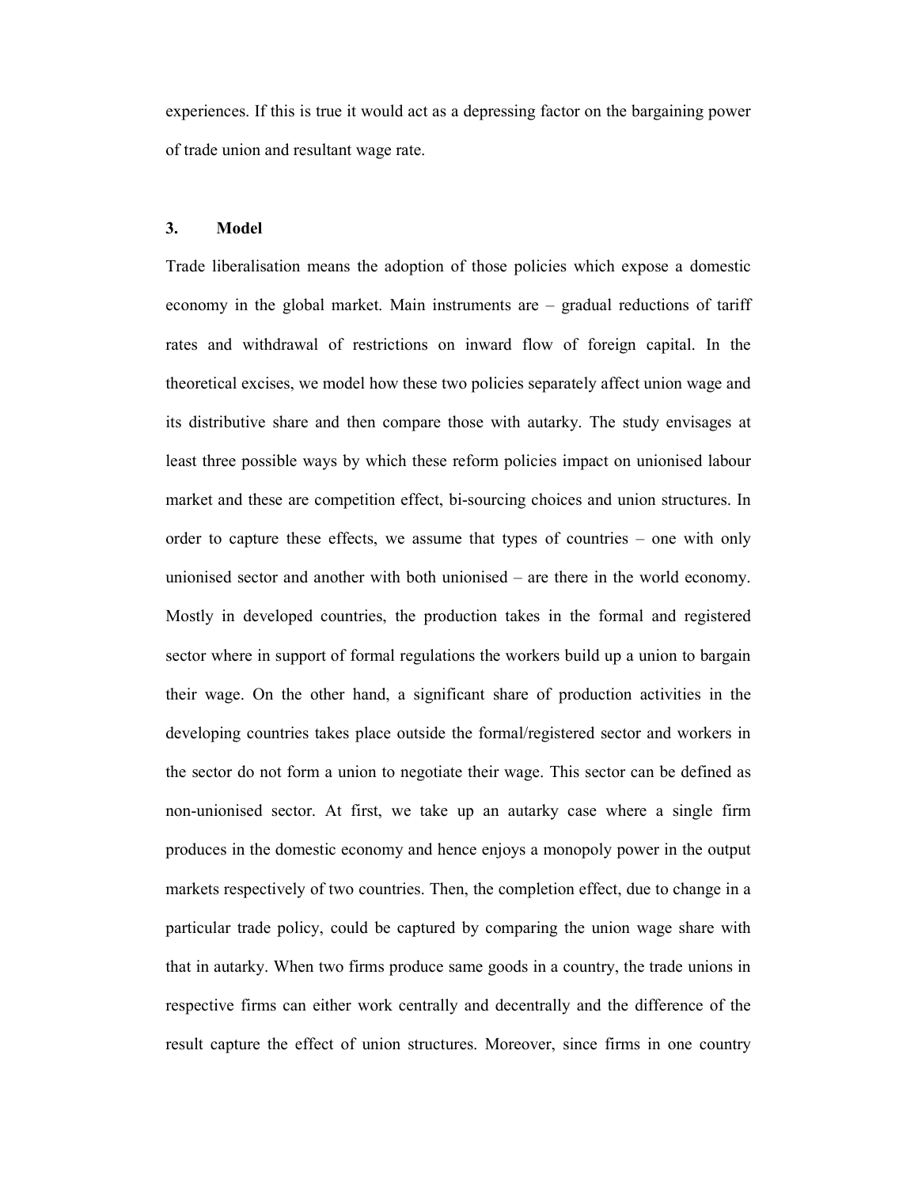experiences. If this is true it would act as a depressing factor on the bargaining power of trade union and resultant wage rate.

## 3. Model

Trade liberalisation means the adoption of those policies which expose a domestic economy in the global market. Main instruments are – gradual reductions of tariff rates and withdrawal of restrictions on inward flow of foreign capital. In the theoretical excises, we model how these two policies separately affect union wage and its distributive share and then compare those with autarky. The study envisages at least three possible ways by which these reform policies impact on unionised labour market and these are competition effect, bi-sourcing choices and union structures. In order to capture these effects, we assume that types of countries – one with only unionised sector and another with both unionised – are there in the world economy. Mostly in developed countries, the production takes in the formal and registered sector where in support of formal regulations the workers build up a union to bargain their wage. On the other hand, a significant share of production activities in the developing countries takes place outside the formal/registered sector and workers in the sector do not form a union to negotiate their wage. This sector can be defined as non-unionised sector. At first, we take up an autarky case where a single firm produces in the domestic economy and hence enjoys a monopoly power in the output markets respectively of two countries. Then, the completion effect, due to change in a particular trade policy, could be captured by comparing the union wage share with that in autarky. When two firms produce same goods in a country, the trade unions in respective firms can either work centrally and decentrally and the difference of the result capture the effect of union structures. Moreover, since firms in one country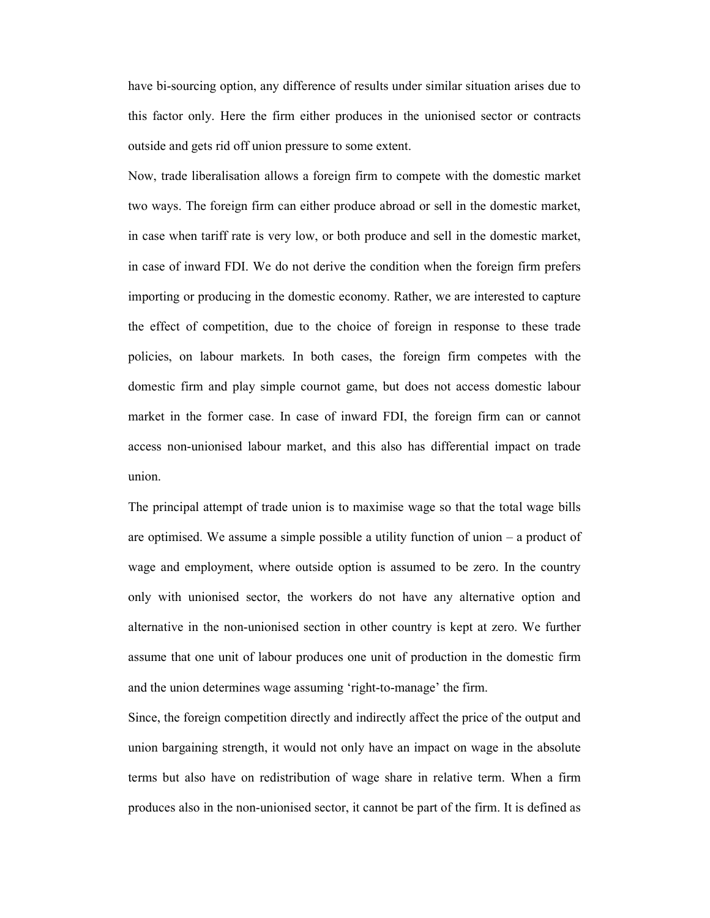have bi-sourcing option, any difference of results under similar situation arises due to this factor only. Here the firm either produces in the unionised sector or contracts outside and gets rid off union pressure to some extent.

Now, trade liberalisation allows a foreign firm to compete with the domestic market two ways. The foreign firm can either produce abroad or sell in the domestic market, in case when tariff rate is very low, or both produce and sell in the domestic market, in case of inward FDI. We do not derive the condition when the foreign firm prefers importing or producing in the domestic economy. Rather, we are interested to capture the effect of competition, due to the choice of foreign in response to these trade policies, on labour markets. In both cases, the foreign firm competes with the domestic firm and play simple cournot game, but does not access domestic labour market in the former case. In case of inward FDI, the foreign firm can or cannot access non-unionised labour market, and this also has differential impact on trade union.

The principal attempt of trade union is to maximise wage so that the total wage bills are optimised. We assume a simple possible a utility function of union – a product of wage and employment, where outside option is assumed to be zero. In the country only with unionised sector, the workers do not have any alternative option and alternative in the non-unionised section in other country is kept at zero. We further assume that one unit of labour produces one unit of production in the domestic firm and the union determines wage assuming 'right-to-manage' the firm.

Since, the foreign competition directly and indirectly affect the price of the output and union bargaining strength, it would not only have an impact on wage in the absolute terms but also have on redistribution of wage share in relative term. When a firm produces also in the non-unionised sector, it cannot be part of the firm. It is defined as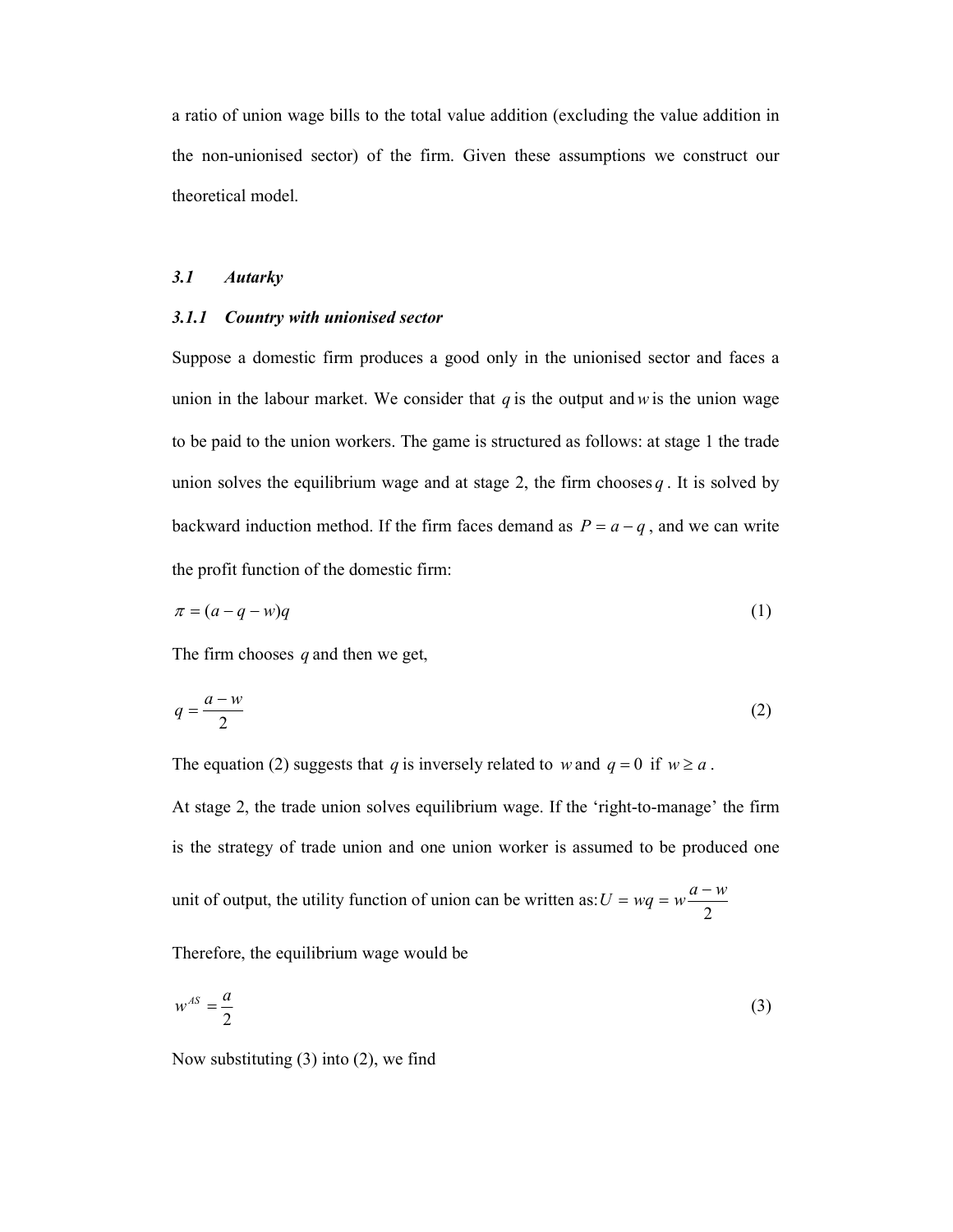a ratio of union wage bills to the total value addition (excluding the value addition in the non-unionised sector) of the firm. Given these assumptions we construct our theoretical model.

### *3.1 Autarky*

#### *3.1.1 Country with unionised sector*

Suppose a domestic firm produces a good only in the unionised sector and faces a union in the labour market. We consider that $q$ is the output and $w$ is the union wage to be paid to the union workers. The game is structured as follows: at stage 1 the trade union solves the equilibrium wage and at stage 2, the firm chooses $q$. It is solved by backward induction method. If the firm faces demand as $P = a - q$, and we can write the profit function of the domestic firm:

$$\pi = (a - q - w)q \tag{1}$$

The firm chooses $q$ and then we get,

$$q = \frac{a - w}{2} \tag{2}$$

The equation (2) suggests that $q$ is inversely related to $w$ and $q = 0$ if $w \geq a$.

At stage 2, the trade union solves equilibrium wage. If the 'right-to-manage' the firm is the strategy of trade union and one union worker is assumed to be produced one unit of output, the utility function of union can be written as: $U = wq = w\dfrac{a - w}{2}$

Therefore, the equilibrium wage would be

$$w^{AS} = \frac{a}{2} \tag{3}$$

Now substituting (3) into (2), we find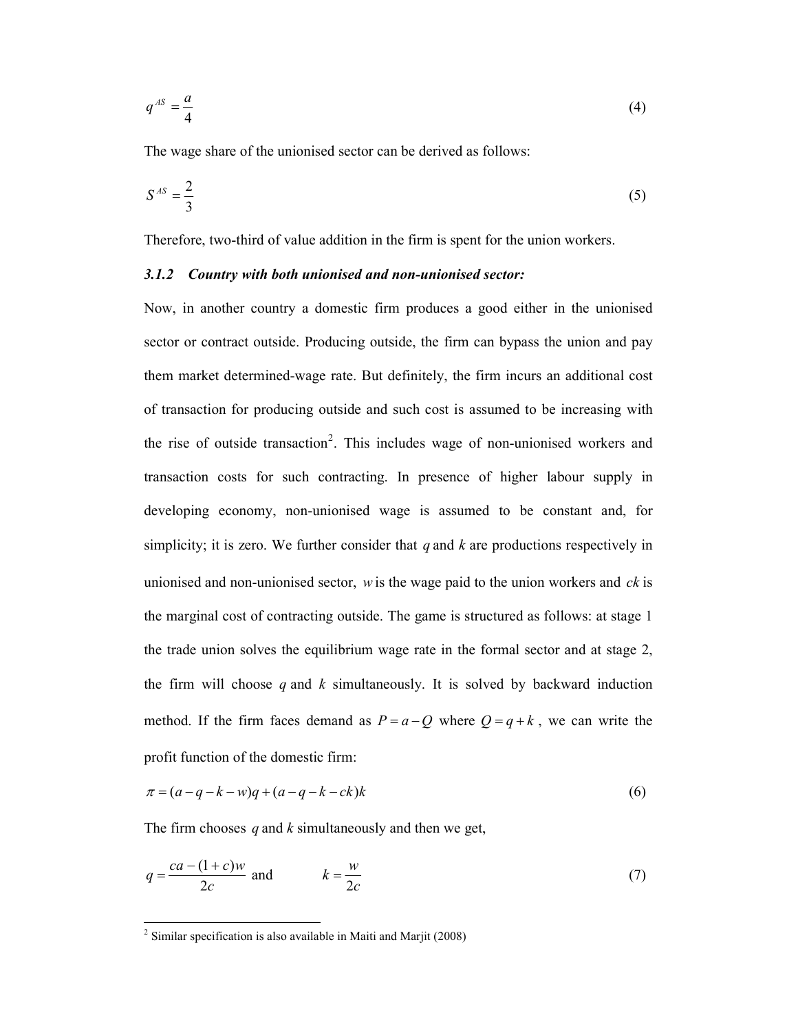$$q^{AS} = \frac{a}{4} \tag{4}$$

The wage share of the unionised sector can be derived as follows:

$$S^{AS} = \frac{2}{3} \tag{5}$$

Therefore, two-third of value addition in the firm is spent for the union workers.

### *3.1.2 Country with both unionised and non-unionised sector:*

Now, in another country a domestic firm produces a good either in the unionised sector or contract outside. Producing outside, the firm can bypass the union and pay them market determined-wage rate. But definitely, the firm incurs an additional cost of transaction for producing outside and such cost is assumed to be increasing with the rise of outside transaction[2]. This includes wage of non-unionised workers and transaction costs for such contracting. In presence of higher labour supply in developing economy, non-unionised wage is assumed to be constant and, for simplicity; it is zero. We further consider that $q$ and $k$ are productions respectively in unionised and non-unionised sector, $w$ is the wage paid to the union workers and $ck$ is the marginal cost of contracting outside. The game is structured as follows: at stage 1 the trade union solves the equilibrium wage rate in the formal sector and at stage 2, the firm will choose $q$ and $k$ simultaneously. It is solved by backward induction method. If the firm faces demand as $P = a - Q$ where $Q = q + k$, we can write the profit function of the domestic firm:

$$\pi = (a - q - k - w)q + (a - q - k - ck)k \tag{6}$$

The firm chooses $q$ and $k$ simultaneously and then we get,

$$q = \frac{ca - (1+c)w}{2c} \quad \text{and} \quad k = \frac{w}{2c} \tag{7}$$

[2] Similar specification is also available in Maiti and Marjit (2008)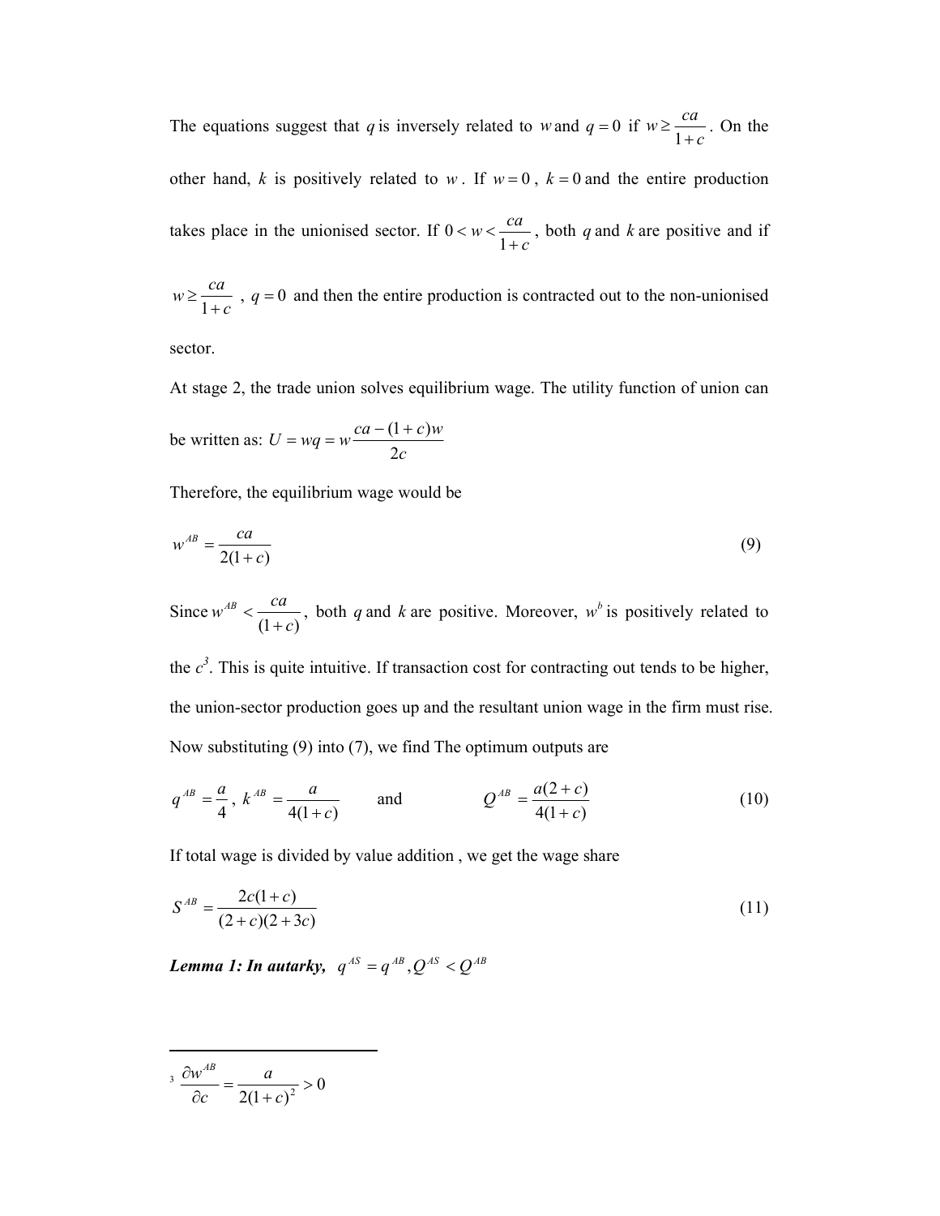The equations suggest that $q$ is inversely related to $w$ and $q = 0$ if $w \geq \frac{ca}{1+c}$. On the other hand, $k$ is positively related to $w$. If $w = 0$, $k = 0$ and the entire production takes place in the unionised sector. If $0 < w < \frac{ca}{1+c}$, both $q$ and $k$ are positive and if $w \geq \frac{ca}{1+c}$, $q = 0$ and then the entire production is contracted out to the non-unionised sector.

At stage 2, the trade union solves equilibrium wage. The utility function of union can be written as: $U = wq = w\frac{ca-(1+c)w}{2c}$

Therefore, the equilibrium wage would be

$$w^{AB} = \frac{ca}{2(1+c)} \tag{9}$$

Since $w^{AB} < \frac{ca}{(1+c)}$, both $q$ and $k$ are positive. Moreover, $w^{b}$ is positively related to the $c$[3]. This is quite intuitive. If transaction cost for contracting out tends to be higher, the union-sector production goes up and the resultant union wage in the firm must rise. Now substituting (9) into (7), we find The optimum outputs are

$$q^{AB} = \frac{a}{4},\ k^{AB} = \frac{a}{4(1+c)} \qquad \text{and} \qquad Q^{AB} = \frac{a(2+c)}{4(1+c)} \tag{10}$$

If total wage is divided by value addition , we get the wage share

$$S^{AB} = \frac{2c(1+c)}{(2+c)(2+3c)} \tag{11}$$

***Lemma 1: In autarky,*** $q^{AS} = q^{AB}, Q^{AS} < Q^{AB}$

---

[3] $\frac{\partial w^{AB}}{\partial c} = \frac{a}{2(1+c)^2} > 0$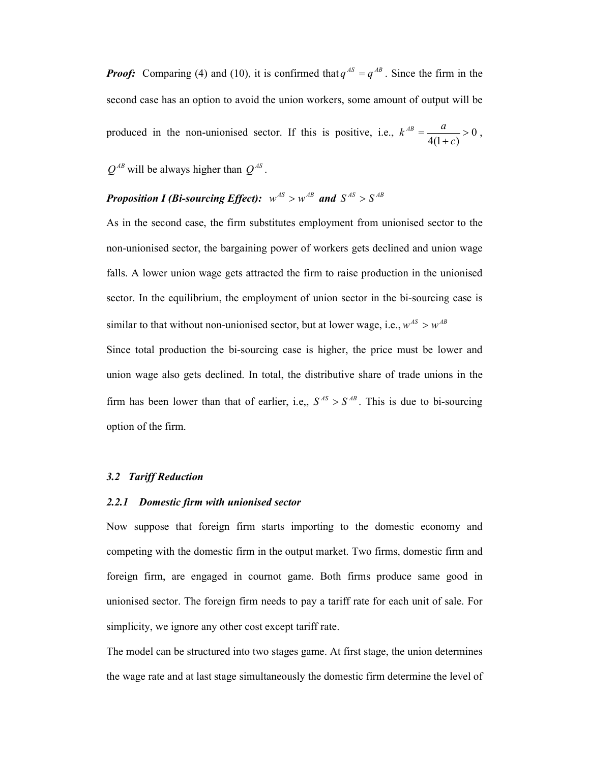***Proof:*** Comparing (4) and (10), it is confirmed that $q^{AS} = q^{AB}$. Since the firm in the second case has an option to avoid the union workers, some amount of output will be produced in the non-unionised sector. If this is positive, i.e., $k^{AB} = \dfrac{a}{4(1+c)} > 0$, $Q^{AB}$ will be always higher than $Q^{AS}$.

***Proposition I (Bi-sourcing Effect):*** $w^{AS} > w^{AB}$ ***and*** $S^{AS} > S^{AB}$

As in the second case, the firm substitutes employment from unionised sector to the non-unionised sector, the bargaining power of workers gets declined and union wage falls. A lower union wage gets attracted the firm to raise production in the unionised sector. In the equilibrium, the employment of union sector in the bi-sourcing case is similar to that without non-unionised sector, but at lower wage, i.e., $w^{AS} > w^{AB}$

Since total production the bi-sourcing case is higher, the price must be lower and union wage also gets declined. In total, the distributive share of trade unions in the firm has been lower than that of earlier, i.e,, $S^{AS} > S^{AB}$. This is due to bi-sourcing option of the firm.

### *3.2 Tariff Reduction*

#### *2.2.1 Domestic firm with unionised sector*

Now suppose that foreign firm starts importing to the domestic economy and competing with the domestic firm in the output market. Two firms, domestic firm and foreign firm, are engaged in cournot game. Both firms produce same good in unionised sector. The foreign firm needs to pay a tariff rate for each unit of sale. For simplicity, we ignore any other cost except tariff rate.

The model can be structured into two stages game. At first stage, the union determines the wage rate and at last stage simultaneously the domestic firm determine the level of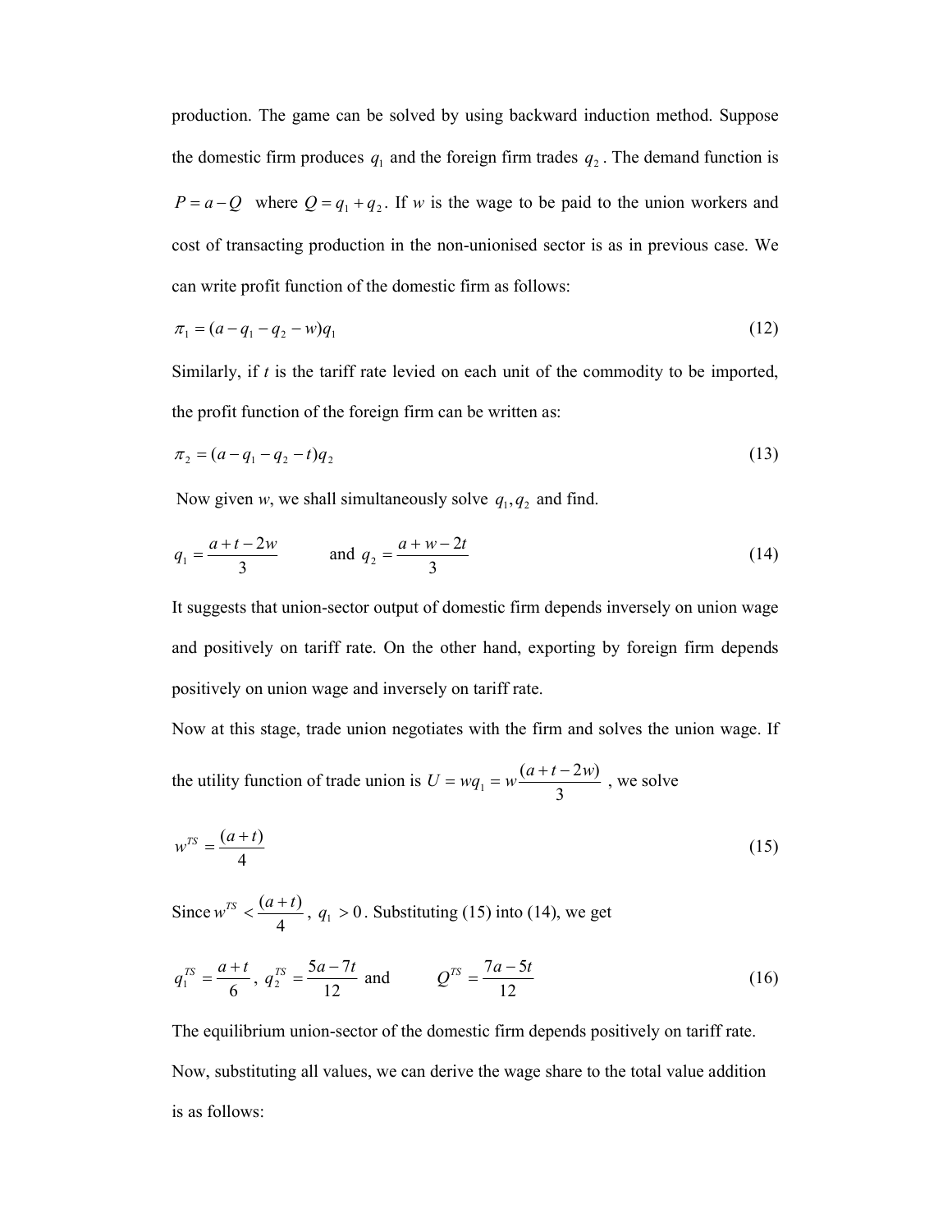production. The game can be solved by using backward induction method. Suppose the domestic firm produces $q_1$ and the foreign firm trades $q_2$. The demand function is $P = a - Q$ where $Q = q_1 + q_2$. If $w$ is the wage to be paid to the union workers and cost of transacting production in the non-unionised sector is as in previous case. We can write profit function of the domestic firm as follows:

$$\pi_1 = (a - q_1 - q_2 - w)q_1 \tag{12}$$

Similarly, if $t$ is the tariff rate levied on each unit of the commodity to be imported, the profit function of the foreign firm can be written as:

$$\pi_2 = (a - q_1 - q_2 - t)q_2 \tag{13}$$

Now given $w$, we shall simultaneously solve $q_1, q_2$ and find.

$$q_1 = \frac{a + t - 2w}{3} \qquad \text{and } q_2 = \frac{a + w - 2t}{3} \tag{14}$$

It suggests that union-sector output of domestic firm depends inversely on union wage and positively on tariff rate. On the other hand, exporting by foreign firm depends positively on union wage and inversely on tariff rate.

Now at this stage, trade union negotiates with the firm and solves the union wage. If the utility function of trade union is $U = wq_1 = w\frac{(a + t - 2w)}{3}$, we solve

$$w^{TS} = \frac{(a + t)}{4} \tag{15}$$

Since $w^{TS} < \frac{(a + t)}{4}$, $q_1 > 0$. Substituting (15) into (14), we get

$$q_1^{TS} = \frac{a + t}{6}, \; q_2^{TS} = \frac{5a - 7t}{12} \text{ and } \qquad Q^{TS} = \frac{7a - 5t}{12} \tag{16}$$

The equilibrium union-sector of the domestic firm depends positively on tariff rate. Now, substituting all values, we can derive the wage share to the total value addition is as follows: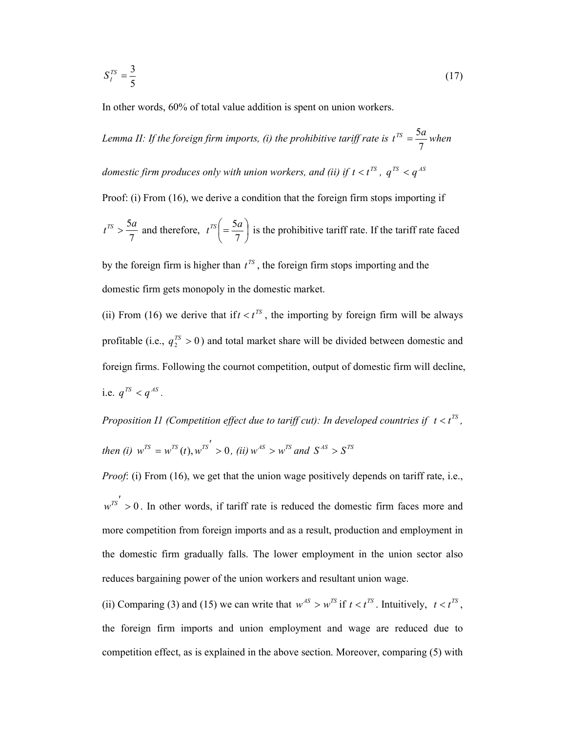$$S_I^{TS} = \frac{3}{5} \tag{17}$$

In other words, 60% of total value addition is spent on union workers.

*Lemma II: If the foreign firm imports, (i) the prohibitive tariff rate is* $t^{TS} = \frac{5a}{7}$ *when domestic firm produces only with union workers, and (ii) if* $t < t^{TS}$, $q^{TS} < q^{AS}$

Proof: (i) From (16), we derive a condition that the foreign firm stops importing if $t^{TS} > \frac{5a}{7}$ and therefore, $t^{TS}\left(= \frac{5a}{7}\right)$ is the prohibitive tariff rate. If the tariff rate faced by the foreign firm is higher than $t^{TS}$, the foreign firm stops importing and the domestic firm gets monopoly in the domestic market.

(ii) From (16) we derive that if $t < t^{TS}$, the importing by foreign firm will be always profitable (i.e., $q_2^{TS} > 0$) and total market share will be divided between domestic and foreign firms. Following the cournot competition, output of domestic firm will decline, i.e. $q^{TS} < q^{AS}$.

*Proposition II (Competition effect due to tariff cut): In developed countries if* $t < t^{TS}$, *then (i)* $w^{TS} = w^{TS}(t), w^{TS'} > 0$, *(ii)* $w^{AS} > w^{TS}$ *and* $S^{AS} > S^{TS}$

*Proof*: (i) From (16), we get that the union wage positively depends on tariff rate, i.e., $w^{TS'} > 0$. In other words, if tariff rate is reduced the domestic firm faces more and more competition from foreign imports and as a result, production and employment in the domestic firm gradually falls. The lower employment in the union sector also reduces bargaining power of the union workers and resultant union wage.

(ii) Comparing (3) and (15) we can write that $w^{AS} > w^{TS}$ if $t < t^{TS}$. Intuitively, $t < t^{TS}$, the foreign firm imports and union employment and wage are reduced due to competition effect, as is explained in the above section. Moreover, comparing (5) with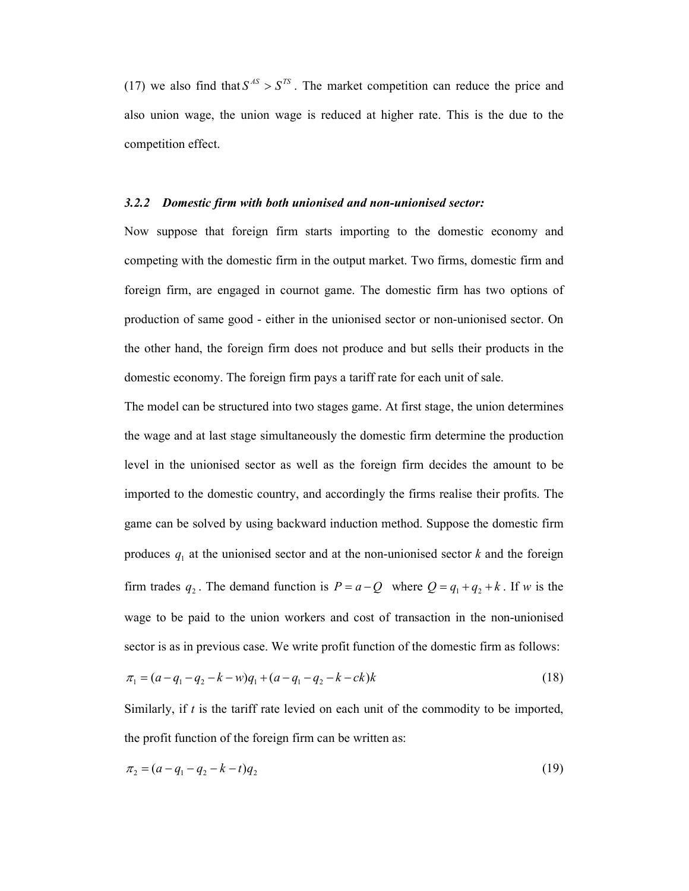(17) we also find that $S^{AS} > S^{TS}$. The market competition can reduce the price and also union wage, the union wage is reduced at higher rate. This is the due to the competition effect.

### *3.2.2 Domestic firm with both unionised and non-unionised sector:*

Now suppose that foreign firm starts importing to the domestic economy and competing with the domestic firm in the output market. Two firms, domestic firm and foreign firm, are engaged in cournot game. The domestic firm has two options of production of same good - either in the unionised sector or non-unionised sector. On the other hand, the foreign firm does not produce and but sells their products in the domestic economy. The foreign firm pays a tariff rate for each unit of sale.

The model can be structured into two stages game. At first stage, the union determines the wage and at last stage simultaneously the domestic firm determine the production level in the unionised sector as well as the foreign firm decides the amount to be imported to the domestic country, and accordingly the firms realise their profits. The game can be solved by using backward induction method. Suppose the domestic firm produces $q_1$ at the unionised sector and at the non-unionised sector $k$ and the foreign firm trades $q_2$. The demand function is $P = a - Q$ where $Q = q_1 + q_2 + k$. If $w$ is the wage to be paid to the union workers and cost of transaction in the non-unionised sector is as in previous case. We write profit function of the domestic firm as follows:

$$\pi_1 = (a - q_1 - q_2 - k - w)q_1 + (a - q_1 - q_2 - k - ck)k \tag{18}$$

Similarly, if $t$ is the tariff rate levied on each unit of the commodity to be imported, the profit function of the foreign firm can be written as:

$$\pi_2 = (a - q_1 - q_2 - k - t)q_2 \tag{19}$$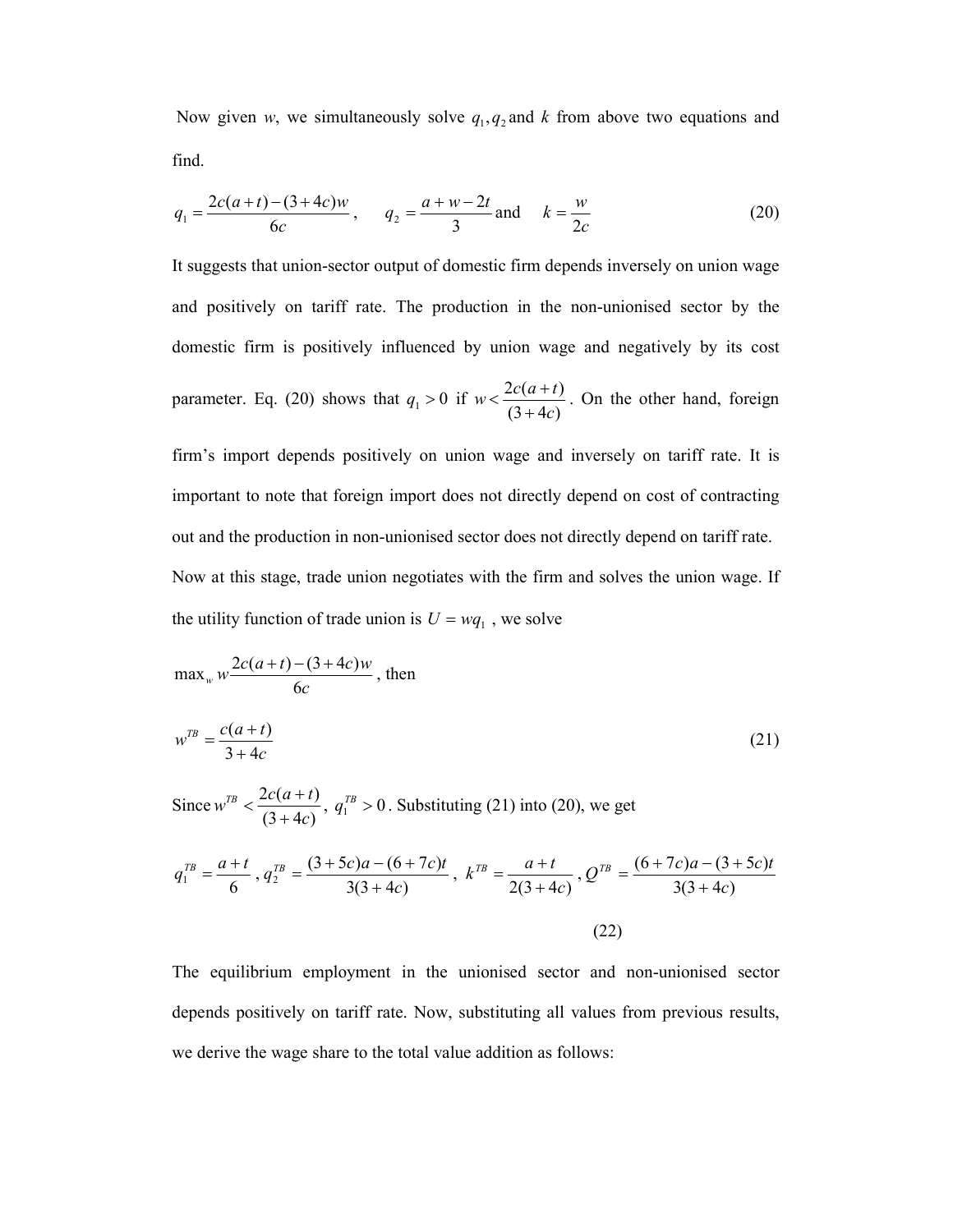Now given $w$, we simultaneously solve $q_1, q_2$ and $k$ from above two equations and find.

$$q_1 = \frac{2c(a+t)-(3+4c)w}{6c}, \quad q_2 = \frac{a+w-2t}{3} \text{ and } \quad k = \frac{w}{2c} \tag{20}$$

It suggests that union-sector output of domestic firm depends inversely on union wage and positively on tariff rate. The production in the non-unionised sector by the domestic firm is positively influenced by union wage and negatively by its cost parameter. Eq. (20) shows that $q_1 > 0$ if $w < \frac{2c(a+t)}{(3+4c)}$. On the other hand, foreign firm's import depends positively on union wage and inversely on tariff rate. It is important to note that foreign import does not directly depend on cost of contracting out and the production in non-unionised sector does not directly depend on tariff rate.

Now at this stage, trade union negotiates with the firm and solves the union wage. If the utility function of trade union is $U = wq_1$, we solve

$\max_w w\frac{2c(a+t)-(3+4c)w}{6c}$, then

$$w^{TB} = \frac{c(a+t)}{3+4c} \tag{21}$$

Since $w^{TB} < \frac{2c(a+t)}{(3+4c)}$, $q_1^{TB} > 0$. Substituting (21) into (20), we get

$$q_1^{TB} = \frac{a+t}{6}, \; q_2^{TB} = \frac{(3+5c)a-(6+7c)t}{3(3+4c)}, \; k^{TB} = \frac{a+t}{2(3+4c)}, \; Q^{TB} = \frac{(6+7c)a-(3+5c)t}{3(3+4c)} \tag{22}$$

The equilibrium employment in the unionised sector and non-unionised sector depends positively on tariff rate. Now, substituting all values from previous results, we derive the wage share to the total value addition as follows: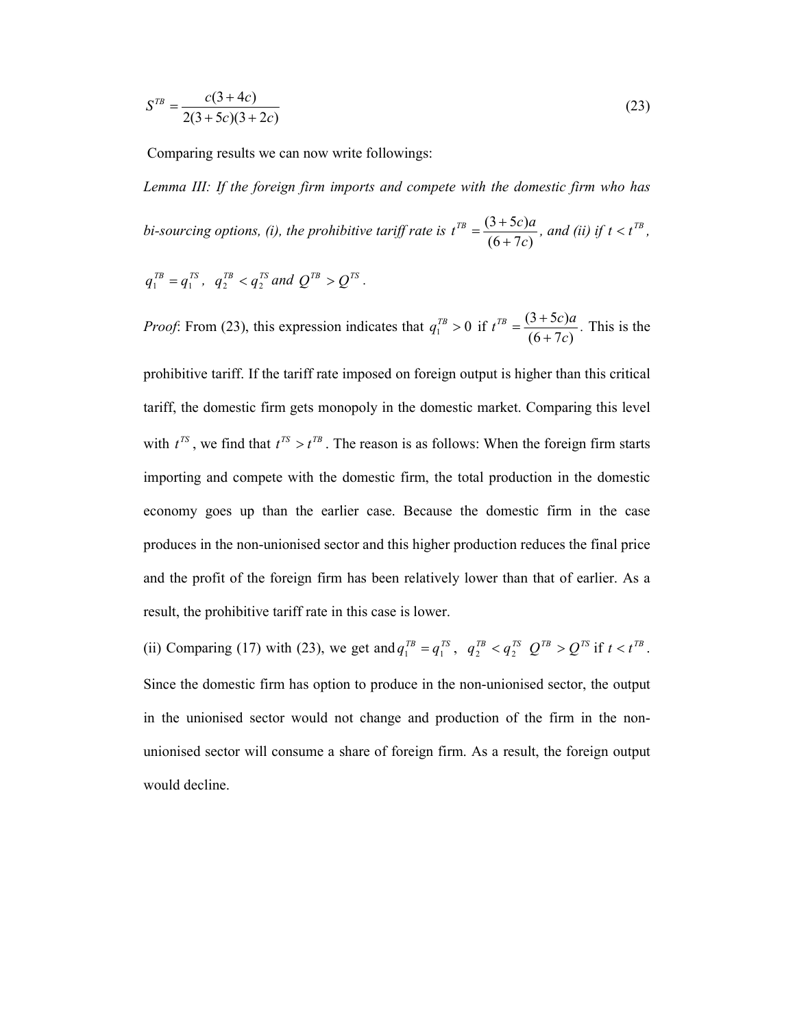$$S^{TB} = \frac{c(3+4c)}{2(3+5c)(3+2c)} \tag{23}$$

Comparing results we can now write followings:

*Lemma III: If the foreign firm imports and compete with the domestic firm who has bi-sourcing options, (i), the prohibitive tariff rate is* $t^{TB} = \frac{(3+5c)a}{(6+7c)}$*, and (ii) if* $t < t^{TB}$*,* $q_1^{TB} = q_1^{TS}$*,* $q_2^{TB} < q_2^{TS}$ *and* $Q^{TB} > Q^{TS}$.

*Proof*: From (23), this expression indicates that $q_1^{TB} > 0$ if $t^{TB} = \frac{(3+5c)a}{(6+7c)}$. This is the prohibitive tariff. If the tariff rate imposed on foreign output is higher than this critical tariff, the domestic firm gets monopoly in the domestic market. Comparing this level with $t^{TS}$, we find that $t^{TS} > t^{TB}$. The reason is as follows: When the foreign firm starts importing and compete with the domestic firm, the total production in the domestic economy goes up than the earlier case. Because the domestic firm in the case produces in the non-unionised sector and this higher production reduces the final price and the profit of the foreign firm has been relatively lower than that of earlier. As a result, the prohibitive tariff rate in this case is lower.

(ii) Comparing (17) with (23), we get and $q_1^{TB} = q_1^{TS}$, $q_2^{TB} < q_2^{TS}$ $Q^{TB} > Q^{TS}$ if $t < t^{TB}$. Since the domestic firm has option to produce in the non-unionised sector, the output in the unionised sector would not change and production of the firm in the non-unionised sector will consume a share of foreign firm. As a result, the foreign output would decline.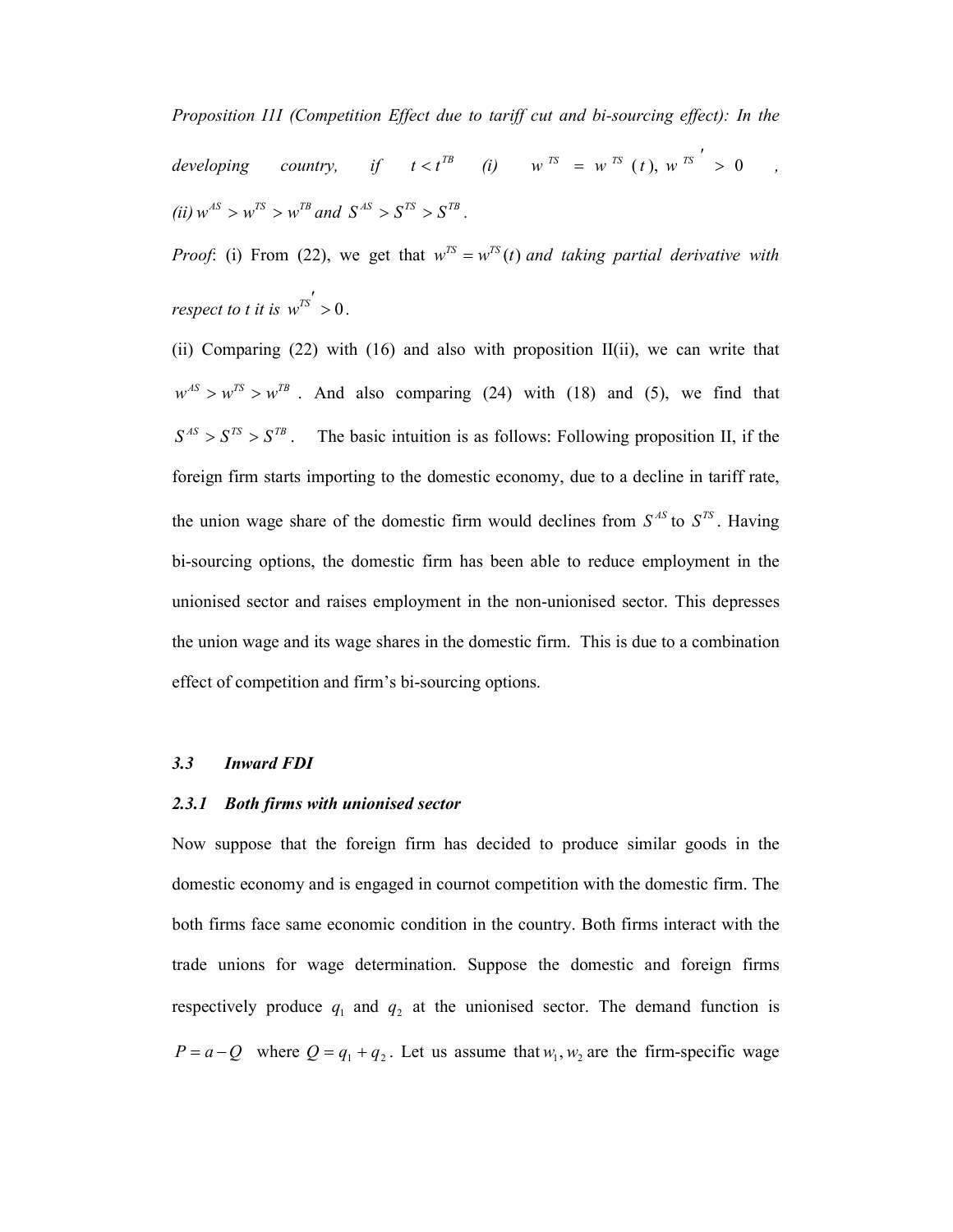*Proposition III (Competition Effect due to tariff cut and bi-sourcing effect): In the developing country, if* $t < t^{TB}$ *(i)* $w^{TS} = w^{TS}(t), w^{TS'} > 0$ *, (ii)* $w^{AS} > w^{TS} > w^{TB}$ *and* $S^{AS} > S^{TS} > S^{TB}$.

*Proof*: (i) From (22), we get that $w^{TS} = w^{TS}(t)$ *and taking partial derivative with respect to t it is* $w^{TS'} > 0$.

(ii) Comparing (22) with (16) and also with proposition II(ii), we can write that $w^{AS} > w^{TS} > w^{TB}$. And also comparing (24) with (18) and (5), we find that $S^{AS} > S^{TS} > S^{TB}$. The basic intuition is as follows: Following proposition II, if the foreign firm starts importing to the domestic economy, due to a decline in tariff rate, the union wage share of the domestic firm would declines from $S^{AS}$ to $S^{TS}$. Having bi-sourcing options, the domestic firm has been able to reduce employment in the unionised sector and raises employment in the non-unionised sector. This depresses the union wage and its wage shares in the domestic firm. This is due to a combination effect of competition and firm's bi-sourcing options.

### *3.3 Inward FDI*

#### *2.3.1 Both firms with unionised sector*

Now suppose that the foreign firm has decided to produce similar goods in the domestic economy and is engaged in cournot competition with the domestic firm. The both firms face same economic condition in the country. Both firms interact with the trade unions for wage determination. Suppose the domestic and foreign firms respectively produce $q_1$ and $q_2$ at the unionised sector. The demand function is $P = a - Q$ where $Q = q_1 + q_2$. Let us assume that $w_1, w_2$ are the firm-specific wage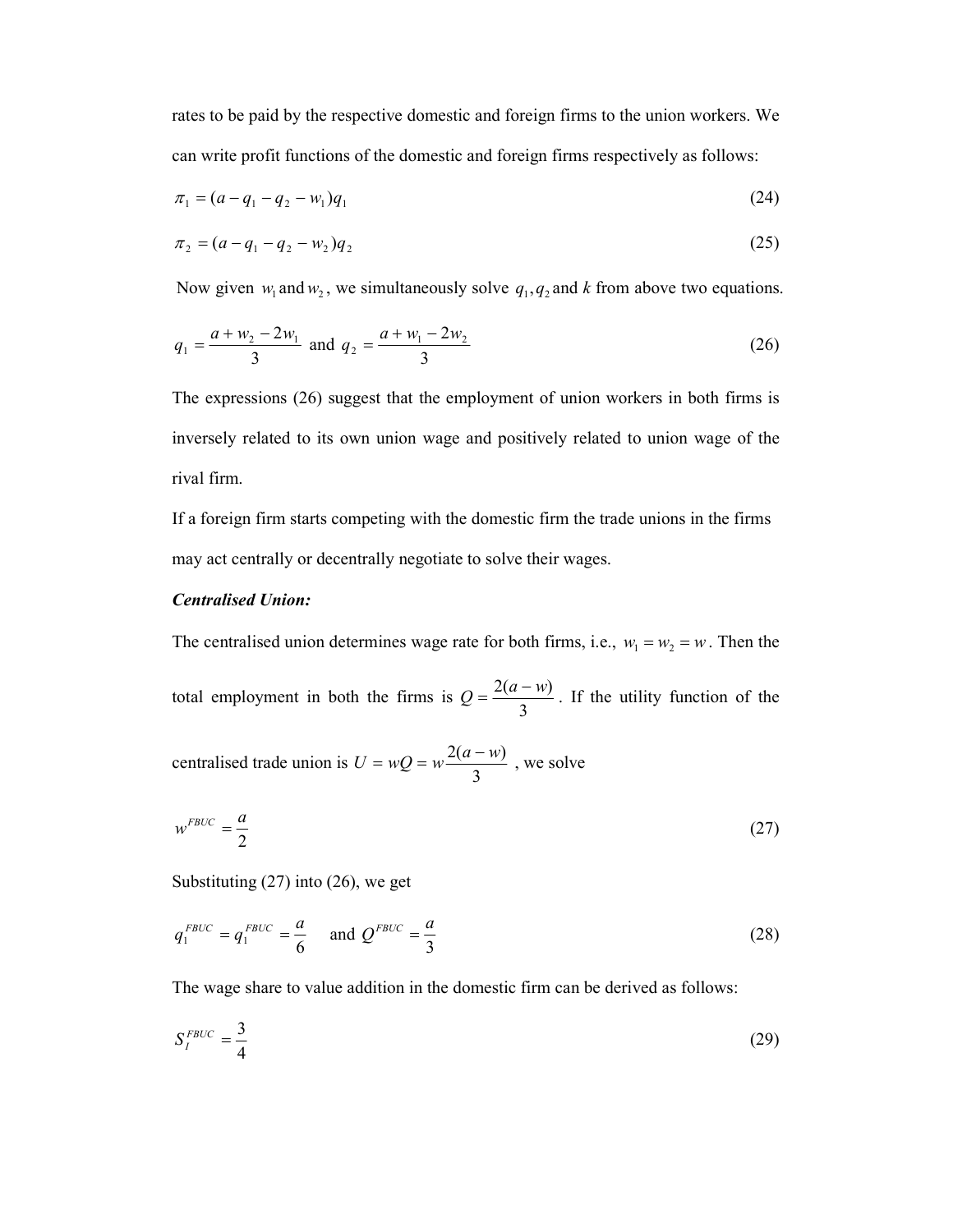rates to be paid by the respective domestic and foreign firms to the union workers. We can write profit functions of the domestic and foreign firms respectively as follows:

$$\pi_1 = (a - q_1 - q_2 - w_1)q_1 \tag{24}$$

$$\pi_2 = (a - q_1 - q_2 - w_2)q_2 \tag{25}$$

Now given $w_1$ and $w_2$, we simultaneously solve $q_1, q_2$ and $k$ from above two equations.

$$q_1 = \frac{a + w_2 - 2w_1}{3} \text{ and } q_2 = \frac{a + w_1 - 2w_2}{3} \tag{26}$$

The expressions (26) suggest that the employment of union workers in both firms is inversely related to its own union wage and positively related to union wage of the rival firm.

If a foreign firm starts competing with the domestic firm the trade unions in the firms may act centrally or decentrally negotiate to solve their wages.

***Centralised Union:***

The centralised union determines wage rate for both firms, i.e., $w_1 = w_2 = w$. Then the total employment in both the firms is $Q = \frac{2(a - w)}{3}$. If the utility function of the centralised trade union is $U = wQ = w\frac{2(a - w)}{3}$, we solve

$$w^{FBUC} = \frac{a}{2} \tag{27}$$

Substituting (27) into (26), we get

$$q_1^{FBUC} = q_1^{FBUC} = \frac{a}{6} \quad \text{and } Q^{FBUC} = \frac{a}{3} \tag{28}$$

The wage share to value addition in the domestic firm can be derived as follows:

$$S_I^{FBUC} = \frac{3}{4} \tag{29}$$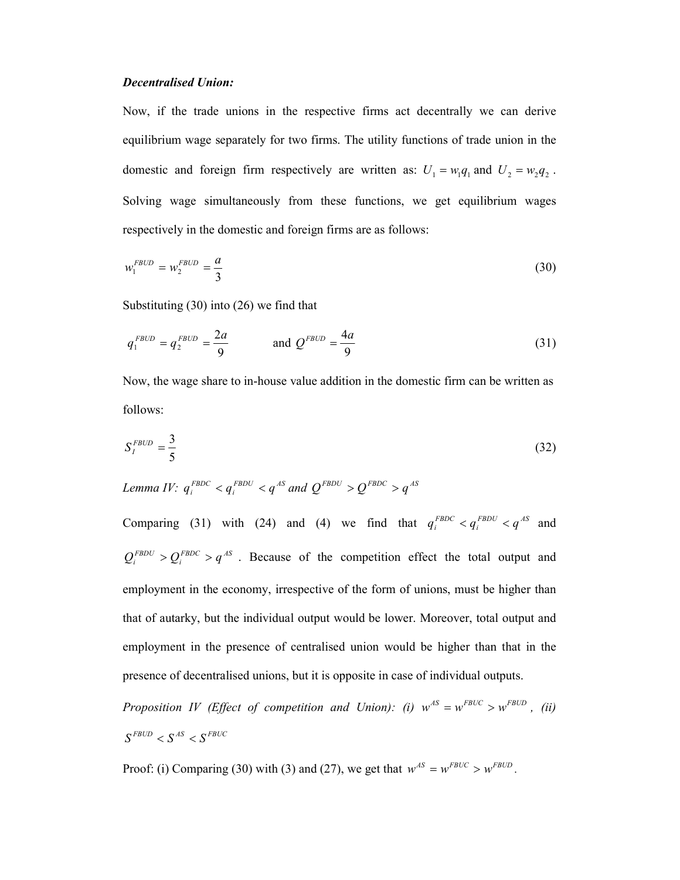***Decentralised Union:***

Now, if the trade unions in the respective firms act decentrally we can derive equilibrium wage separately for two firms. The utility functions of trade union in the domestic and foreign firm respectively are written as: $U_1 = w_1 q_1$ and $U_2 = w_2 q_2$. Solving wage simultaneously from these functions, we get equilibrium wages respectively in the domestic and foreign firms are as follows:

$$w_1^{FBUD} = w_2^{FBUD} = \frac{a}{3} \tag{30}$$

Substituting (30) into (26) we find that

$$q_1^{FBUD} = q_2^{FBUD} = \frac{2a}{9} \qquad \text{and } Q^{FBUD} = \frac{4a}{9} \tag{31}$$

Now, the wage share to in-house value addition in the domestic firm can be written as follows:

$$S_I^{FBUD} = \frac{3}{5} \tag{32}$$

*Lemma IV:* $q_i^{FBDC} < q_i^{FBDU} < q^{AS}$ *and* $Q^{FBDU} > Q^{FBDC} > q^{AS}$

Comparing (31) with (24) and (4) we find that $q_i^{FBDC} < q_i^{FBDU} < q^{AS}$ and $Q_i^{FBDU} > Q_i^{FBDC} > q^{AS}$. Because of the competition effect the total output and employment in the economy, irrespective of the form of unions, must be higher than that of autarky, but the individual output would be lower. Moreover, total output and employment in the presence of centralised union would be higher than that in the presence of decentralised unions, but it is opposite in case of individual outputs.

*Proposition IV (Effect of competition and Union): (i)* $w^{AS} = w^{FBUC} > w^{FBUD}$ *, (ii)* $S^{FBUD} < S^{AS} < S^{FBUC}$

Proof: (i) Comparing (30) with (3) and (27), we get that $w^{AS} = w^{FBUC} > w^{FBUD}$.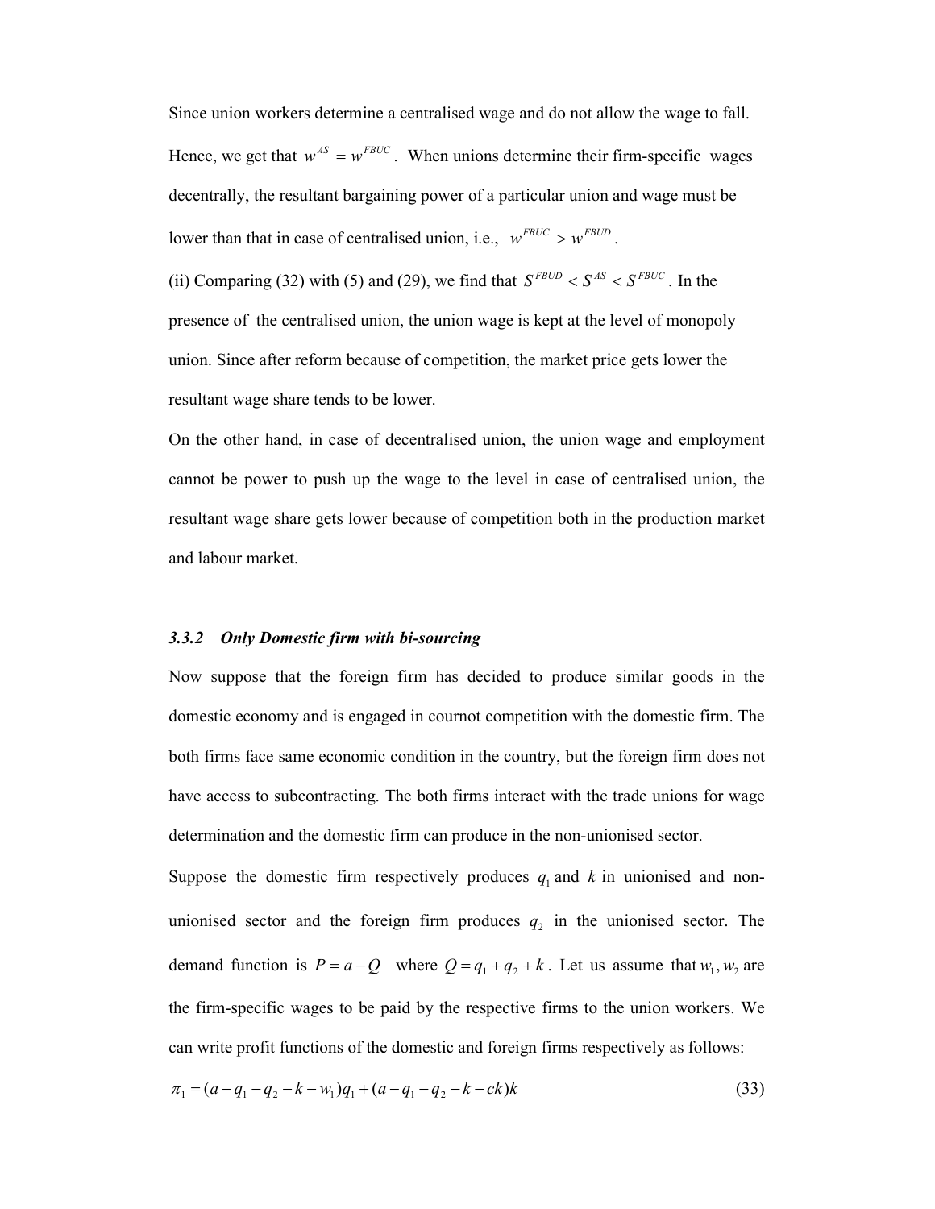Since union workers determine a centralised wage and do not allow the wage to fall. Hence, we get that $w^{AS} = w^{FBUC}$. When unions determine their firm-specific wages decentrally, the resultant bargaining power of a particular union and wage must be lower than that in case of centralised union, i.e., $w^{FBUC} > w^{FBUD}$.

(ii) Comparing (32) with (5) and (29), we find that $S^{FBUD} < S^{AS} < S^{FBUC}$. In the presence of the centralised union, the union wage is kept at the level of monopoly union. Since after reform because of competition, the market price gets lower the resultant wage share tends to be lower.

On the other hand, in case of decentralised union, the union wage and employment cannot be power to push up the wage to the level in case of centralised union, the resultant wage share gets lower because of competition both in the production market and labour market.

### *3.3.2 Only Domestic firm with bi-sourcing*

Now suppose that the foreign firm has decided to produce similar goods in the domestic economy and is engaged in cournot competition with the domestic firm. The both firms face same economic condition in the country, but the foreign firm does not have access to subcontracting. The both firms interact with the trade unions for wage determination and the domestic firm can produce in the non-unionised sector.

Suppose the domestic firm respectively produces $q_1$ and $k$ in unionised and non-unionised sector and the foreign firm produces $q_2$ in the unionised sector. The demand function is $P = a - Q$ where $Q = q_1 + q_2 + k$. Let us assume that $w_1, w_2$ are the firm-specific wages to be paid by the respective firms to the union workers. We can write profit functions of the domestic and foreign firms respectively as follows:

$$\pi_1 = (a - q_1 - q_2 - k - w_1)q_1 + (a - q_1 - q_2 - k - ck)k \tag{33}$$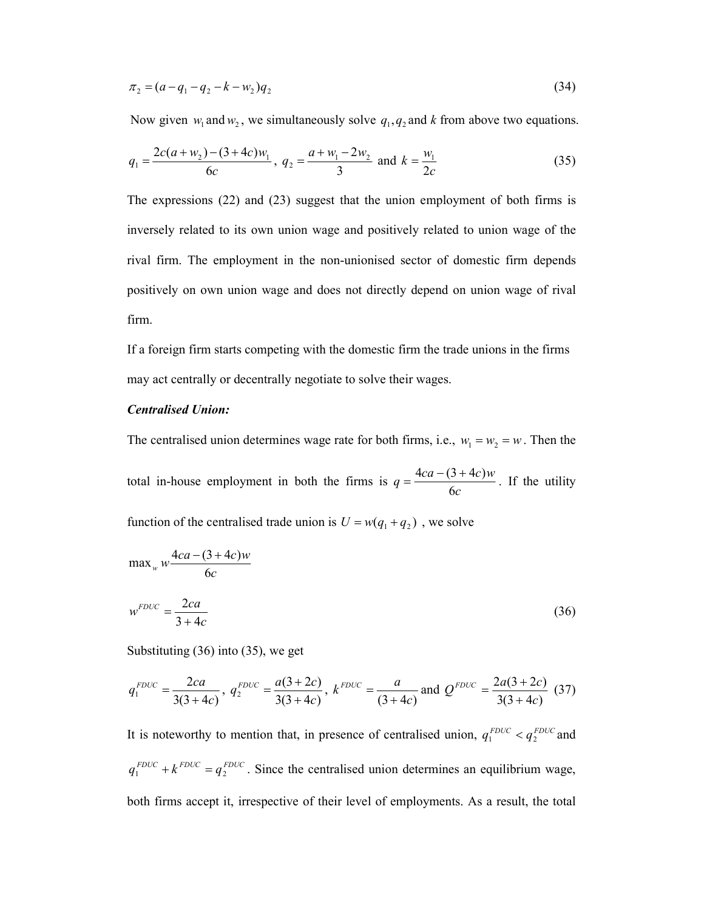$$\pi_2 = (a - q_1 - q_2 - k - w_2)q_2 \tag{34}$$

Now given $w_1$ and $w_2$, we simultaneously solve $q_1, q_2$ and $k$ from above two equations.

$$q_1 = \frac{2c(a + w_2) - (3 + 4c)w_1}{6c}, \; q_2 = \frac{a + w_1 - 2w_2}{3} \text{ and } k = \frac{w_1}{2c} \tag{35}$$

The expressions (22) and (23) suggest that the union employment of both firms is inversely related to its own union wage and positively related to union wage of the rival firm. The employment in the non-unionised sector of domestic firm depends positively on own union wage and does not directly depend on union wage of rival firm.

If a foreign firm starts competing with the domestic firm the trade unions in the firms may act centrally or decentrally negotiate to solve their wages.

***Centralised Union:***

The centralised union determines wage rate for both firms, i.e., $w_1 = w_2 = w$. Then the total in-house employment in both the firms is $q = \frac{4ca - (3 + 4c)w}{6c}$. If the utility function of the centralised trade union is $U = w(q_1 + q_2)$, we solve

$$\max_w w \frac{4ca - (3 + 4c)w}{6c}$$

$$w^{FDUC} = \frac{2ca}{3 + 4c} \tag{36}$$

Substituting (36) into (35), we get

$$q_1^{FDUC} = \frac{2ca}{3(3 + 4c)}, \; q_2^{FDUC} = \frac{a(3 + 2c)}{3(3 + 4c)}, \; k^{FDUC} = \frac{a}{(3 + 4c)} \text{ and } Q^{FDUC} = \frac{2a(3 + 2c)}{3(3 + 4c)} \tag{37}$$

It is noteworthy to mention that, in presence of centralised union, $q_1^{FDUC} < q_2^{FDUC}$ and $q_1^{FDUC} + k^{FDUC} = q_2^{FDUC}$. Since the centralised union determines an equilibrium wage, both firms accept it, irrespective of their level of employments. As a result, the total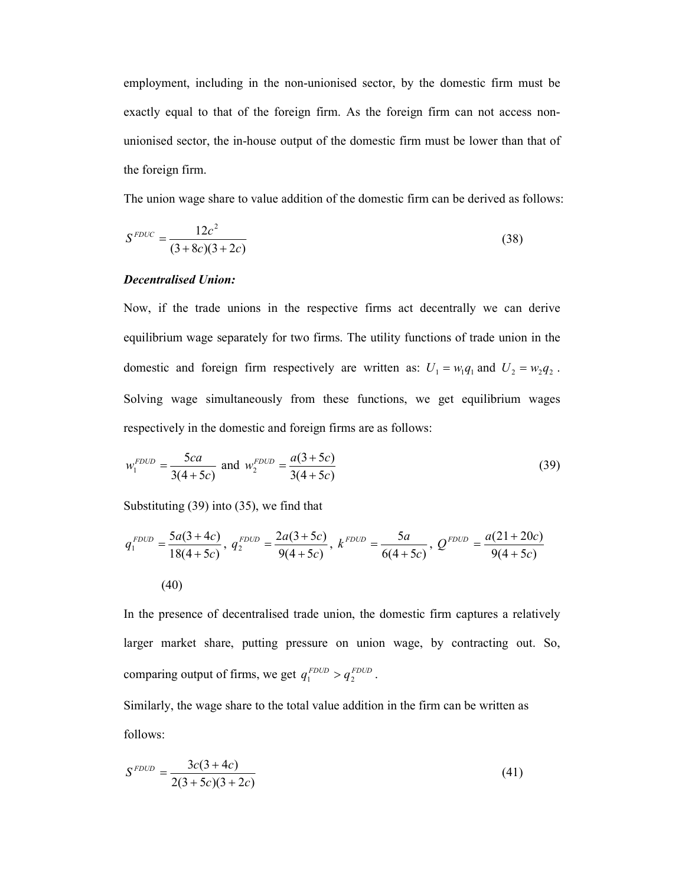employment, including in the non-unionised sector, by the domestic firm must be exactly equal to that of the foreign firm. As the foreign firm can not access non-unionised sector, the in-house output of the domestic firm must be lower than that of the foreign firm.

The union wage share to value addition of the domestic firm can be derived as follows:

$$S^{FDUC} = \frac{12c^2}{(3+8c)(3+2c)} \tag{38}$$

***Decentralised Union:***

Now, if the trade unions in the respective firms act decentrally we can derive equilibrium wage separately for two firms. The utility functions of trade union in the domestic and foreign firm respectively are written as: $U_1 = w_1 q_1$ and $U_2 = w_2 q_2$. Solving wage simultaneously from these functions, we get equilibrium wages respectively in the domestic and foreign firms are as follows:

$$w_1^{FDUD} = \frac{5ca}{3(4+5c)} \text{ and } w_2^{FDUD} = \frac{a(3+5c)}{3(4+5c)} \tag{39}$$

Substituting (39) into (35), we find that

$$q_1^{FDUD} = \frac{5a(3+4c)}{18(4+5c)},\ q_2^{FDUD} = \frac{2a(3+5c)}{9(4+5c)},\ k^{FDUD} = \frac{5a}{6(4+5c)},\ Q^{FDUD} = \frac{a(21+20c)}{9(4+5c)}$$

(40)

In the presence of decentralised trade union, the domestic firm captures a relatively larger market share, putting pressure on union wage, by contracting out. So, comparing output of firms, we get $q_1^{FDUD} > q_2^{FDUD}$.

Similarly, the wage share to the total value addition in the firm can be written as follows:

$$S^{FDUD} = \frac{3c(3+4c)}{2(3+5c)(3+2c)} \tag{41}$$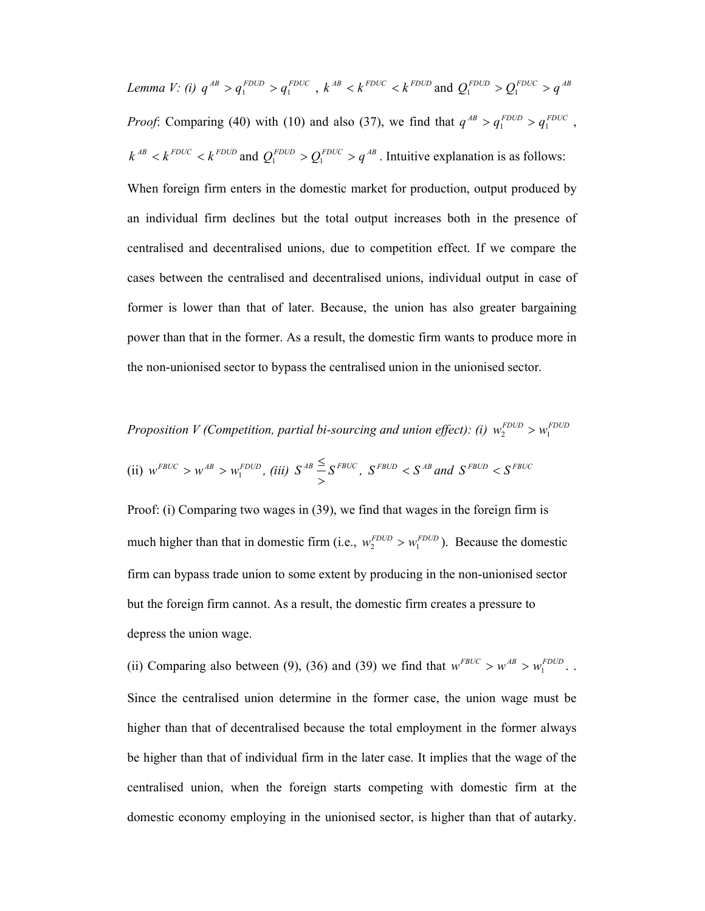*Lemma V: (i)* $q^{AB} > q_1^{FDUD} > q_1^{FDUC}$ , $k^{AB} < k^{FDUC} < k^{FDUD}$ and $Q_1^{FDUD} > Q_1^{FDUC} > q^{AB}$

*Proof*: Comparing (40) with (10) and also (37), we find that $q^{AB} > q_1^{FDUD} > q_1^{FDUC}$ , $k^{AB} < k^{FDUC} < k^{FDUD}$ and $Q_1^{FDUD} > Q_1^{FDUC} > q^{AB}$ . Intuitive explanation is as follows: When foreign firm enters in the domestic market for production, output produced by an individual firm declines but the total output increases both in the presence of centralised and decentralised unions, due to competition effect. If we compare the cases between the centralised and decentralised unions, individual output in case of former is lower than that of later. Because, the union has also greater bargaining power than that in the former. As a result, the domestic firm wants to produce more in the non-unionised sector to bypass the centralised union in the unionised sector.

*Proposition V (Competition, partial bi-sourcing and union effect): (i)* $w_2^{FDUD} > w_1^{FDUD}$

(ii) $w^{FBUC} > w^{AB} > w_1^{FDUD}$, *(iii)* $S^{AB} \overset{\leq}{\underset{>}{=}} S^{FBUC}$, $S^{FBUD} < S^{AB}$ *and* $S^{FBUD} < S^{FBUC}$

Proof: (i) Comparing two wages in (39), we find that wages in the foreign firm is much higher than that in domestic firm (i.e., $w_2^{FDUD} > w_1^{FDUD}$). Because the domestic firm can bypass trade union to some extent by producing in the non-unionised sector but the foreign firm cannot. As a result, the domestic firm creates a pressure to depress the union wage.

(ii) Comparing also between (9), (36) and (39) we find that $w^{FBUC} > w^{AB} > w_1^{FDUD}$. . Since the centralised union determine in the former case, the union wage must be higher than that of decentralised because the total employment in the former always be higher than that of individual firm in the later case. It implies that the wage of the centralised union, when the foreign starts competing with domestic firm at the domestic economy employing in the unionised sector, is higher than that of autarky.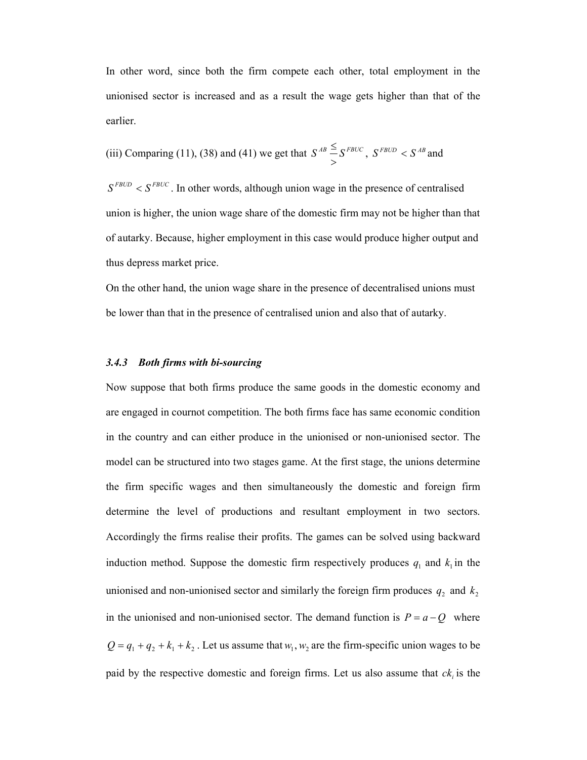In other word, since both the firm compete each other, total employment in the unionised sector is increased and as a result the wage gets higher than that of the earlier.

(iii) Comparing (11), (38) and (41) we get that $S^{AB} \overset{\leq}{\underset{>}{=}} S^{FBUC}$, $S^{FBUD} < S^{AB}$ and $S^{FBUD} < S^{FBUC}$. In other words, although union wage in the presence of centralised union is higher, the union wage share of the domestic firm may not be higher than that of autarky. Because, higher employment in this case would produce higher output and thus depress market price.

On the other hand, the union wage share in the presence of decentralised unions must be lower than that in the presence of centralised union and also that of autarky.

### *3.4.3 Both firms with bi-sourcing*

Now suppose that both firms produce the same goods in the domestic economy and are engaged in cournot competition. The both firms face has same economic condition in the country and can either produce in the unionised or non-unionised sector. The model can be structured into two stages game. At the first stage, the unions determine the firm specific wages and then simultaneously the domestic and foreign firm determine the level of productions and resultant employment in two sectors. Accordingly the firms realise their profits. The games can be solved using backward induction method. Suppose the domestic firm respectively produces $q_1$ and $k_1$ in the unionised and non-unionised sector and similarly the foreign firm produces $q_2$ and $k_2$ in the unionised and non-unionised sector. The demand function is $P = a - Q$ where $Q = q_1 + q_2 + k_1 + k_2$. Let us assume that $w_1, w_2$ are the firm-specific union wages to be paid by the respective domestic and foreign firms. Let us also assume that $ck_i$ is the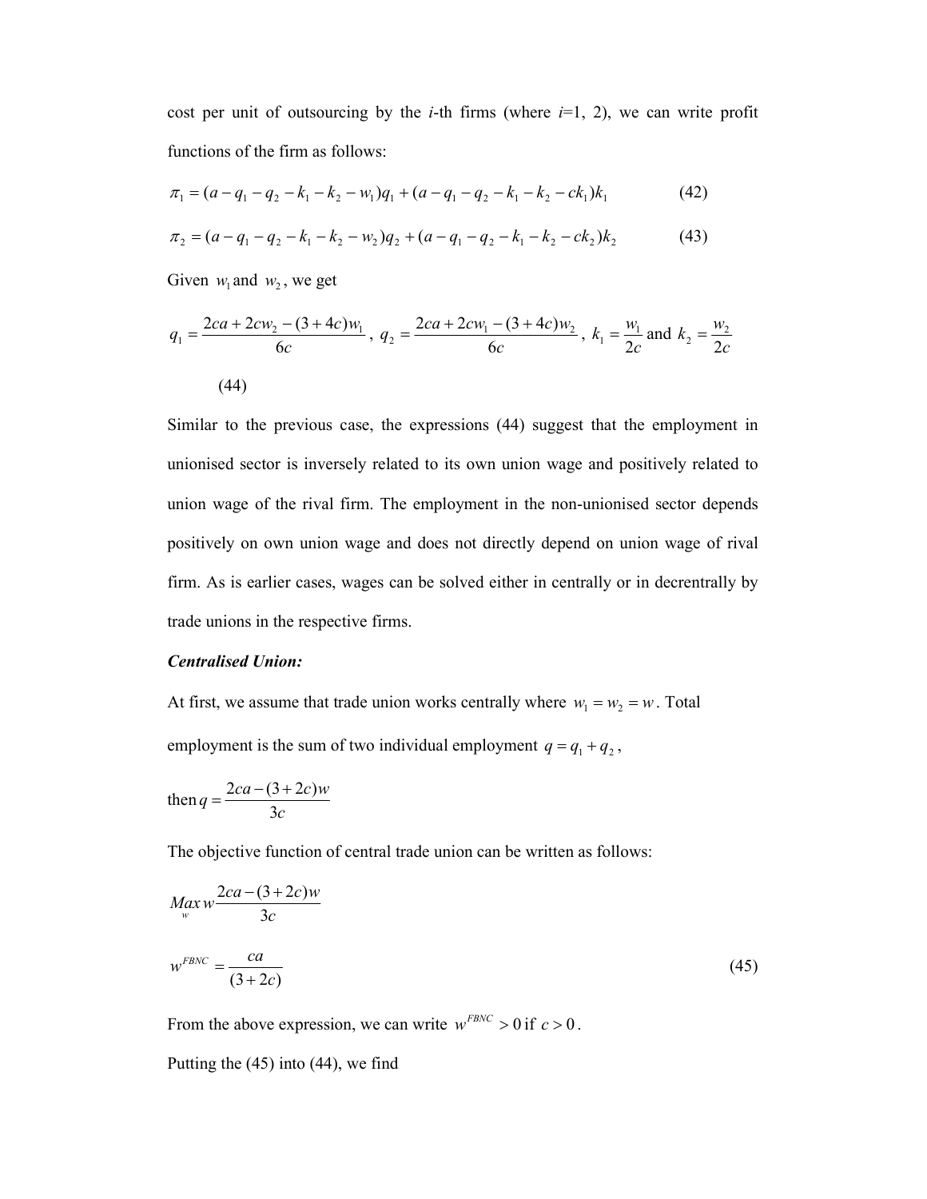cost per unit of outsourcing by the *i*-th firms (where *i*=1, 2), we can write profit functions of the firm as follows:

$$\pi_1 = (a - q_1 - q_2 - k_1 - k_2 - w_1)q_1 + (a - q_1 - q_2 - k_1 - k_2 - ck_1)k_1 \tag{42}$$

$$\pi_2 = (a - q_1 - q_2 - k_1 - k_2 - w_2)q_2 + (a - q_1 - q_2 - k_1 - k_2 - ck_2)k_2 \tag{43}$$

Given $w_1$ and $w_2$, we get

$$q_1 = \frac{2ca + 2cw_2 - (3+4c)w_1}{6c}, \; q_2 = \frac{2ca + 2cw_1 - (3+4c)w_2}{6c}, \; k_1 = \frac{w_1}{2c} \text{ and } k_2 = \frac{w_2}{2c} \tag{44}$$

Similar to the previous case, the expressions (44) suggest that the employment in unionised sector is inversely related to its own union wage and positively related to union wage of the rival firm. The employment in the non-unionised sector depends positively on own union wage and does not directly depend on union wage of rival firm. As is earlier cases, wages can be solved either in centrally or in decrentrally by trade unions in the respective firms.

***Centralised Union:***

At first, we assume that trade union works centrally where $w_1 = w_2 = w$. Total employment is the sum of two individual employment $q = q_1 + q_2$,

then $q = \dfrac{2ca - (3+2c)w}{3c}$

The objective function of central trade union can be written as follows:

$$\underset{w}{Max}\, w\frac{2ca - (3+2c)w}{3c}$$

$$w^{FBNC} = \frac{ca}{(3+2c)} \tag{45}$$

From the above expression, we can write $w^{FBNC} > 0$ if $c > 0$.

Putting the (45) into (44), we find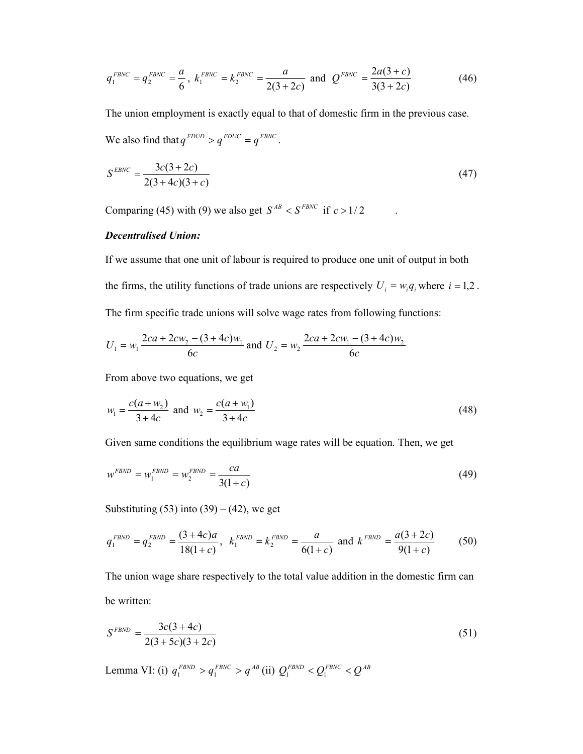$$q_1^{FBNC} = q_2^{FBNC} = \frac{a}{6},\ k_1^{FBNC} = k_2^{FBNC} = \frac{a}{2(3+2c)} \text{ and } Q^{FBNC} = \frac{2a(3+c)}{3(3+2c)} \tag{46}$$

The union employment is exactly equal to that of domestic firm in the previous case.

We also find that $q^{FDUD} > q^{FDUC} = q^{FBNC}$.

$$S^{EBNC} = \frac{3c(3+2c)}{2(3+4c)(3+c)} \tag{47}$$

Comparing (45) with (9) we also get $S^{AB} < S^{FBNC}$ if $c > 1/2$ .

***Decentralised Union:***

If we assume that one unit of labour is required to produce one unit of output in both the firms, the utility functions of trade unions are respectively $U_i = w_i q_i$ where $i = 1,2$.

The firm specific trade unions will solve wage rates from following functions:

$$U_1 = w_1 \frac{2ca + 2cw_2 - (3+4c)w_1}{6c} \text{ and } U_2 = w_2 \frac{2ca + 2cw_1 - (3+4c)w_2}{6c}$$

From above two equations, we get

$$w_1 = \frac{c(a+w_2)}{3+4c} \text{ and } w_2 = \frac{c(a+w_1)}{3+4c} \tag{48}$$

Given same conditions the equilibrium wage rates will be equation. Then, we get

$$w^{FBND} = w_1^{FBND} = w_2^{FBND} = \frac{ca}{3(1+c)} \tag{49}$$

Substituting (53) into (39) – (42), we get

$$q_1^{FBND} = q_2^{FBND} = \frac{(3+4c)a}{18(1+c)},\ k_1^{FBND} = k_2^{FBND} = \frac{a}{6(1+c)} \text{ and } k^{FBND} = \frac{a(3+2c)}{9(1+c)} \tag{50}$$

The union wage share respectively to the total value addition in the domestic firm can be written:

$$S^{FBND} = \frac{3c(3+4c)}{2(3+5c)(3+2c)} \tag{51}$$

Lemma VI: (i) $q_1^{FBND} > q_1^{FBNC} > q^{AB}$ (ii) $Q_1^{FBND} < Q_1^{FBNC} < Q^{AB}$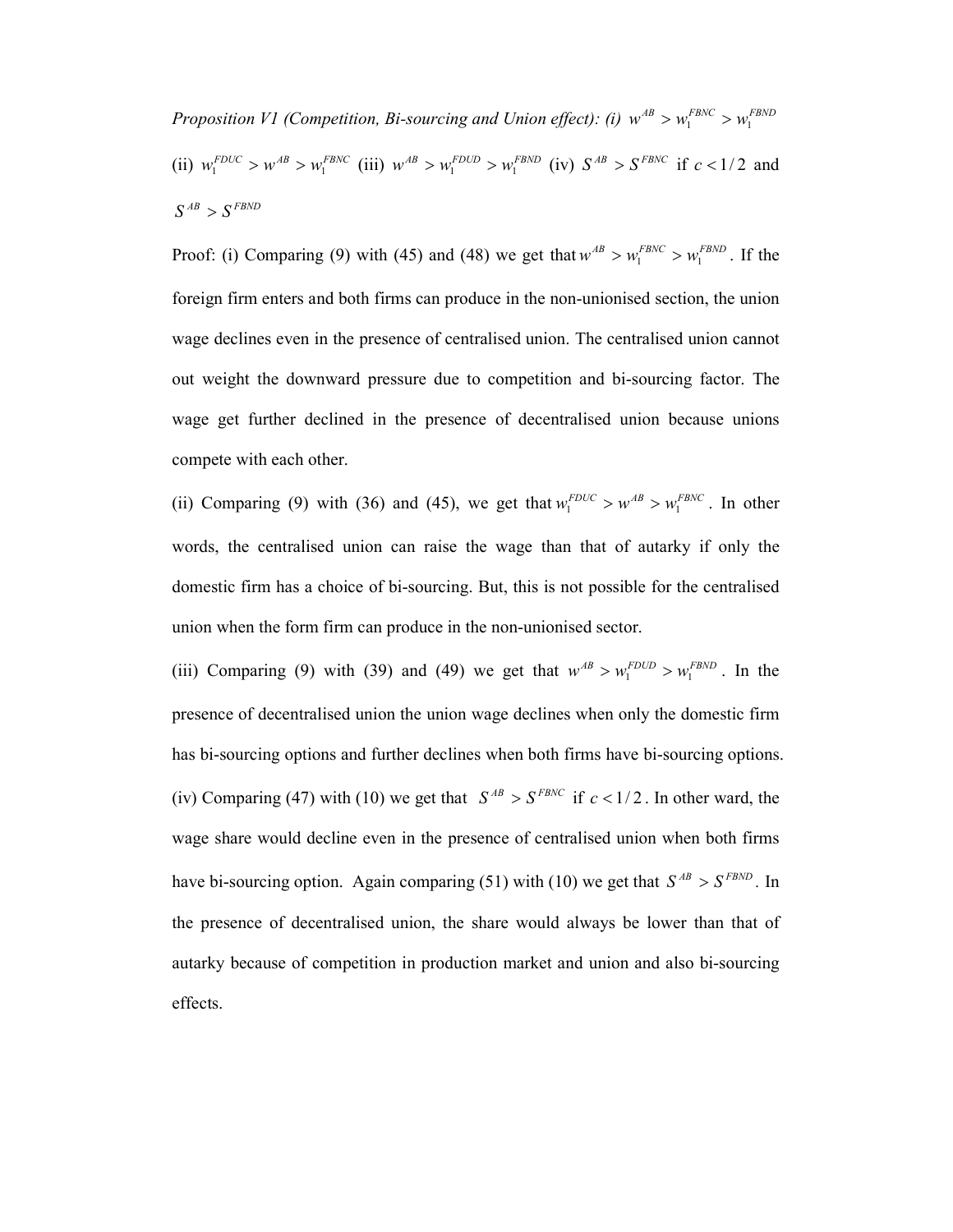*Proposition V1 (Competition, Bi-sourcing and Union effect): (i)* $w^{AB} > w_1^{FBNC} > w_1^{FBND}$ (ii) $w_1^{FDUC} > w^{AB} > w_1^{FBNC}$ (iii) $w^{AB} > w_1^{FDUD} > w_1^{FBND}$ (iv) $S^{AB} > S^{FBNC}$ if $c < 1/2$ and $S^{AB} > S^{FBND}$

Proof: (i) Comparing (9) with (45) and (48) we get that $w^{AB} > w_1^{FBNC} > w_1^{FBND}$. If the foreign firm enters and both firms can produce in the non-unionised section, the union wage declines even in the presence of centralised union. The centralised union cannot out weight the downward pressure due to competition and bi-sourcing factor. The wage get further declined in the presence of decentralised union because unions compete with each other.

(ii) Comparing (9) with (36) and (45), we get that $w_1^{FDUC} > w^{AB} > w_1^{FBNC}$. In other words, the centralised union can raise the wage than that of autarky if only the domestic firm has a choice of bi-sourcing. But, this is not possible for the centralised union when the form firm can produce in the non-unionised sector.

(iii) Comparing (9) with (39) and (49) we get that $w^{AB} > w_1^{FDUD} > w_1^{FBND}$. In the presence of decentralised union the union wage declines when only the domestic firm has bi-sourcing options and further declines when both firms have bi-sourcing options.

(iv) Comparing (47) with (10) we get that $S^{AB} > S^{FBNC}$ if $c < 1/2$. In other ward, the wage share would decline even in the presence of centralised union when both firms have bi-sourcing option. Again comparing (51) with (10) we get that $S^{AB} > S^{FBND}$. In the presence of decentralised union, the share would always be lower than that of autarky because of competition in production market and union and also bi-sourcing effects.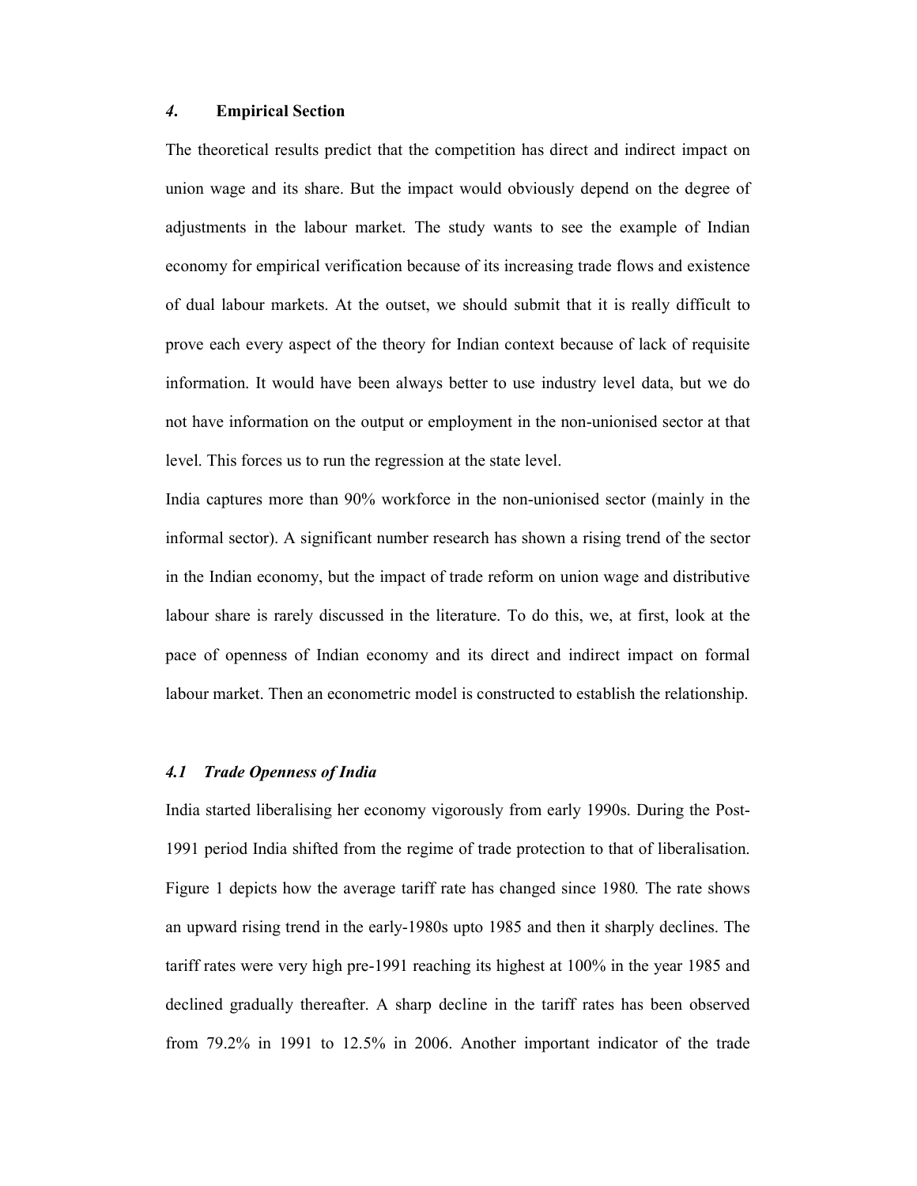## *4*. Empirical Section

The theoretical results predict that the competition has direct and indirect impact on union wage and its share. But the impact would obviously depend on the degree of adjustments in the labour market. The study wants to see the example of Indian economy for empirical verification because of its increasing trade flows and existence of dual labour markets. At the outset, we should submit that it is really difficult to prove each every aspect of the theory for Indian context because of lack of requisite information. It would have been always better to use industry level data, but we do not have information on the output or employment in the non-unionised sector at that level. This forces us to run the regression at the state level.

India captures more than 90% workforce in the non-unionised sector (mainly in the informal sector). A significant number research has shown a rising trend of the sector in the Indian economy, but the impact of trade reform on union wage and distributive labour share is rarely discussed in the literature. To do this, we, at first, look at the pace of openness of Indian economy and its direct and indirect impact on formal labour market. Then an econometric model is constructed to establish the relationship.

### *4.1 Trade Openness of India*

India started liberalising her economy vigorously from early 1990s. During the Post-1991 period India shifted from the regime of trade protection to that of liberalisation. Figure 1 depicts how the average tariff rate has changed since 1980*.* The rate shows an upward rising trend in the early-1980s upto 1985 and then it sharply declines. The tariff rates were very high pre-1991 reaching its highest at 100% in the year 1985 and declined gradually thereafter. A sharp decline in the tariff rates has been observed from 79.2% in 1991 to 12.5% in 2006. Another important indicator of the trade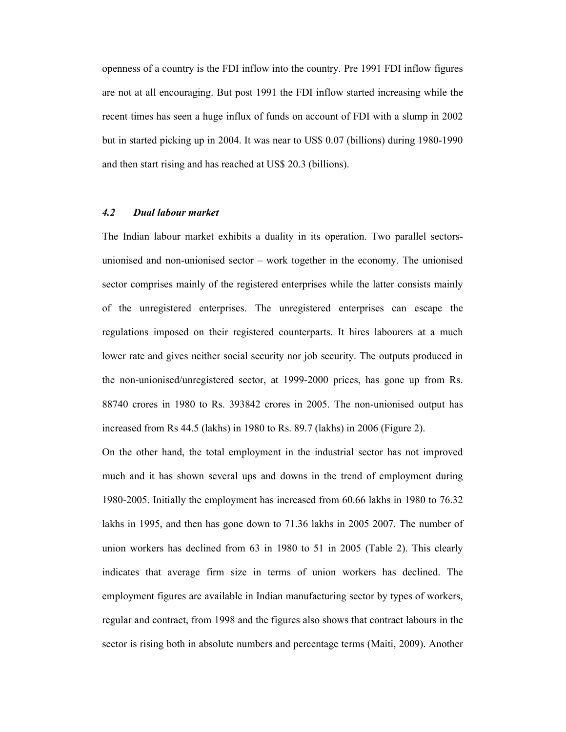openness of a country is the FDI inflow into the country. Pre 1991 FDI inflow figures are not at all encouraging. But post 1991 the FDI inflow started increasing while the recent times has seen a huge influx of funds on account of FDI with a slump in 2002 but in started picking up in 2004. It was near to US$ 0.07 (billions) during 1980-1990 and then start rising and has reached at US$ 20.3 (billions).

### *4.2 Dual labour market*

The Indian labour market exhibits a duality in its operation. Two parallel sectors- unionised and non-unionised sector – work together in the economy. The unionised sector comprises mainly of the registered enterprises while the latter consists mainly of the unregistered enterprises. The unregistered enterprises can escape the regulations imposed on their registered counterparts. It hires labourers at a much lower rate and gives neither social security nor job security. The outputs produced in the non-unionised/unregistered sector, at 1999-2000 prices, has gone up from Rs. 88740 crores in 1980 to Rs. 393842 crores in 2005. The non-unionised output has increased from Rs 44.5 (lakhs) in 1980 to Rs. 89.7 (lakhs) in 2006 (Figure 2).

On the other hand, the total employment in the industrial sector has not improved much and it has shown several ups and downs in the trend of employment during 1980-2005. Initially the employment has increased from 60.66 lakhs in 1980 to 76.32 lakhs in 1995, and then has gone down to 71.36 lakhs in 2005 2007. The number of union workers has declined from 63 in 1980 to 51 in 2005 (Table 2). This clearly indicates that average firm size in terms of union workers has declined. The employment figures are available in Indian manufacturing sector by types of workers, regular and contract, from 1998 and the figures also shows that contract labours in the sector is rising both in absolute numbers and percentage terms (Maiti, 2009). Another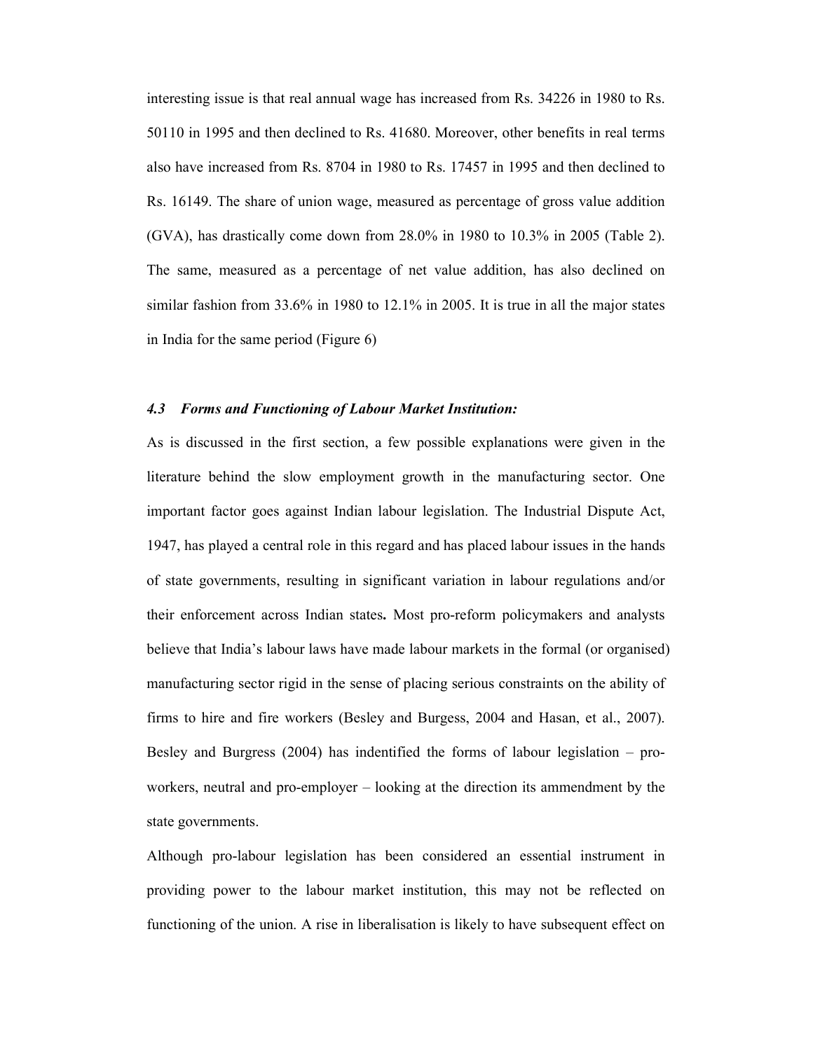interesting issue is that real annual wage has increased from Rs. 34226 in 1980 to Rs. 50110 in 1995 and then declined to Rs. 41680. Moreover, other benefits in real terms also have increased from Rs. 8704 in 1980 to Rs. 17457 in 1995 and then declined to Rs. 16149. The share of union wage, measured as percentage of gross value addition (GVA), has drastically come down from 28.0% in 1980 to 10.3% in 2005 (Table 2). The same, measured as a percentage of net value addition, has also declined on similar fashion from 33.6% in 1980 to 12.1% in 2005. It is true in all the major states in India for the same period (Figure 6)

### *4.3 Forms and Functioning of Labour Market Institution:*

As is discussed in the first section, a few possible explanations were given in the literature behind the slow employment growth in the manufacturing sector. One important factor goes against Indian labour legislation. The Industrial Dispute Act, 1947, has played a central role in this regard and has placed labour issues in the hands of state governments, resulting in significant variation in labour regulations and/or their enforcement across Indian states**.** Most pro-reform policymakers and analysts believe that India's labour laws have made labour markets in the formal (or organised) manufacturing sector rigid in the sense of placing serious constraints on the ability of firms to hire and fire workers (Besley and Burgess, 2004 and Hasan, et al., 2007). Besley and Burgress (2004) has indentified the forms of labour legislation – pro-workers, neutral and pro-employer – looking at the direction its ammendment by the state governments.

Although pro-labour legislation has been considered an essential instrument in providing power to the labour market institution, this may not be reflected on functioning of the union. A rise in liberalisation is likely to have subsequent effect on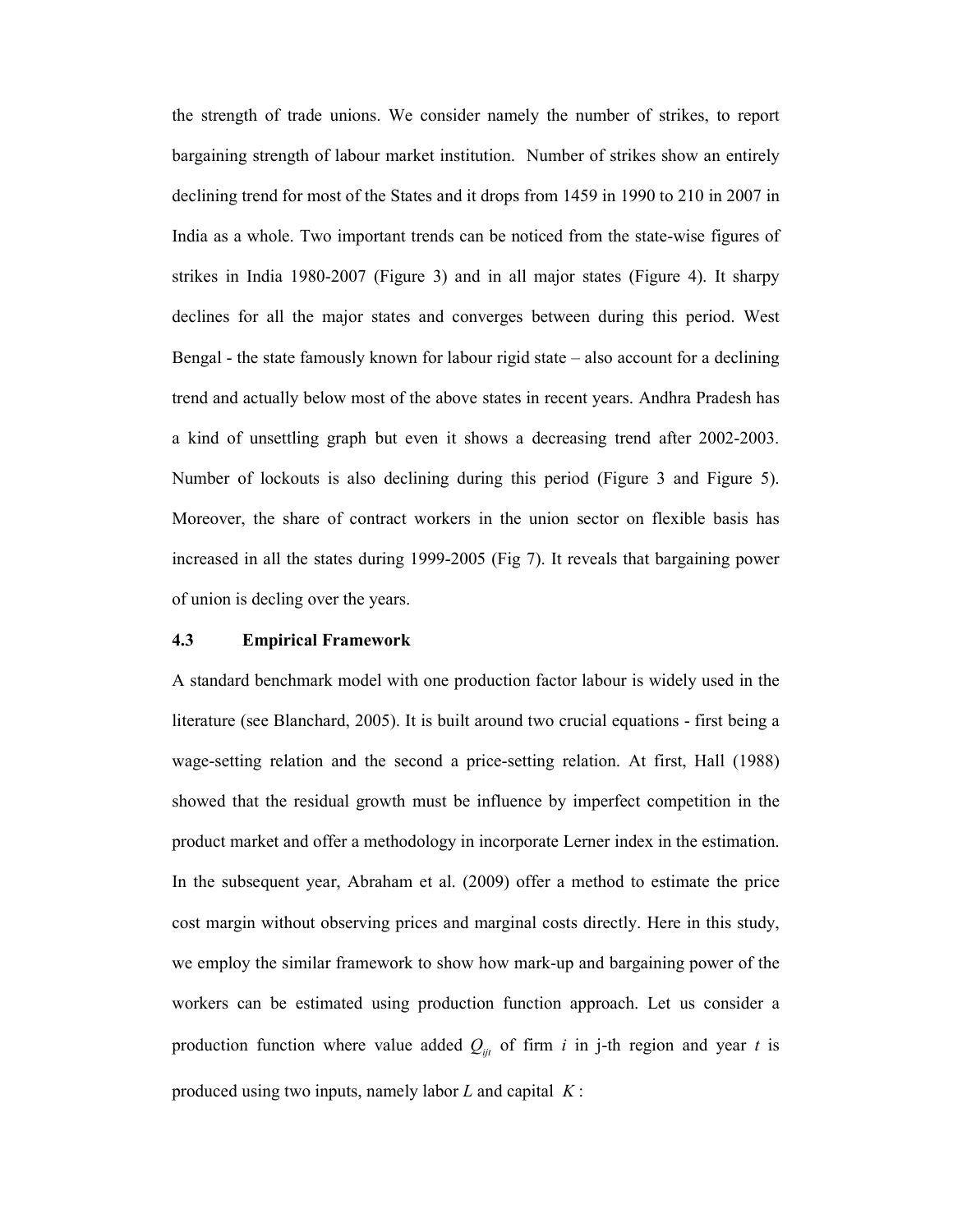the strength of trade unions. We consider namely the number of strikes, to report bargaining strength of labour market institution. Number of strikes show an entirely declining trend for most of the States and it drops from 1459 in 1990 to 210 in 2007 in India as a whole. Two important trends can be noticed from the state-wise figures of strikes in India 1980-2007 (Figure 3) and in all major states (Figure 4). It sharpy declines for all the major states and converges between during this period. West Bengal - the state famously known for labour rigid state – also account for a declining trend and actually below most of the above states in recent years. Andhra Pradesh has a kind of unsettling graph but even it shows a decreasing trend after 2002-2003. Number of lockouts is also declining during this period (Figure 3 and Figure 5). Moreover, the share of contract workers in the union sector on flexible basis has increased in all the states during 1999-2005 (Fig 7). It reveals that bargaining power of union is decling over the years.

### 4.3 Empirical Framework

A standard benchmark model with one production factor labour is widely used in the literature (see Blanchard, 2005). It is built around two crucial equations - first being a wage-setting relation and the second a price-setting relation. At first, Hall (1988) showed that the residual growth must be influence by imperfect competition in the product market and offer a methodology in incorporate Lerner index in the estimation. In the subsequent year, Abraham et al. (2009) offer a method to estimate the price cost margin without observing prices and marginal costs directly. Here in this study, we employ the similar framework to show how mark-up and bargaining power of the workers can be estimated using production function approach. Let us consider a production function where value added $Q_{ijt}$ of firm $i$ in j-th region and year $t$ is produced using two inputs, namely labor $L$ and capital $K$ :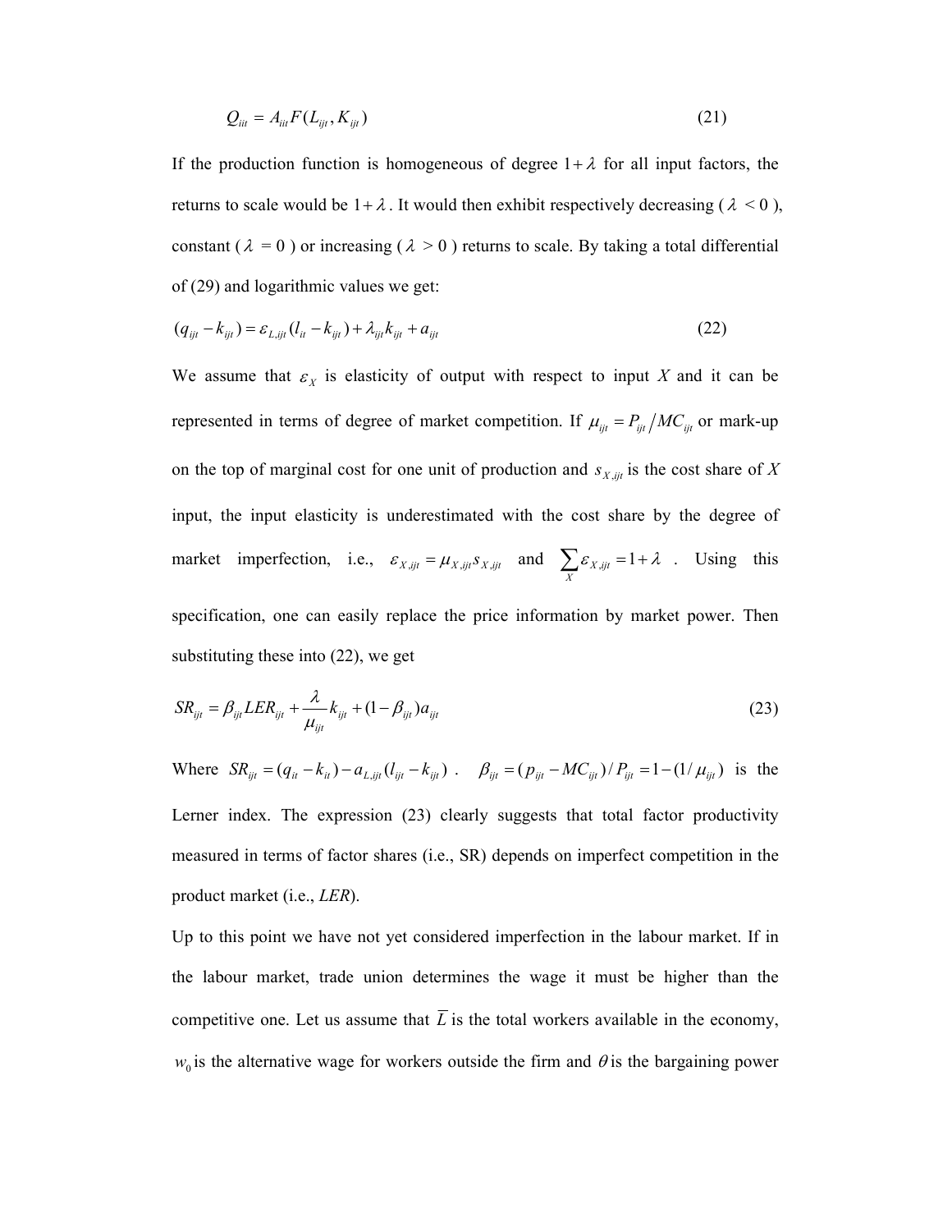$$Q_{iit} = A_{iit} F(L_{ijt}, K_{ijt}) \tag{21}$$

If the production function is homogeneous of degree $1+\lambda$ for all input factors, the returns to scale would be $1+\lambda$. It would then exhibit respectively decreasing ( $\lambda$ < 0 ), constant ( $\lambda$ = 0 ) or increasing ( $\lambda$ > 0 ) returns to scale. By taking a total differential of (29) and logarithmic values we get:

$$(q_{ijt} - k_{ijt}) = \varepsilon_{L,ijt}(l_{it} - k_{ijt}) + \lambda_{ijt} k_{ijt} + a_{ijt} \tag{22}$$

We assume that $\varepsilon_X$ is elasticity of output with respect to input $X$ and it can be represented in terms of degree of market competition. If $\mu_{ijt} = P_{ijt} / MC_{ijt}$ or mark-up on the top of marginal cost for one unit of production and $s_{X,ijt}$ is the cost share of $X$ input, the input elasticity is underestimated with the cost share by the degree of market imperfection, i.e., $\varepsilon_{X,ijt} = \mu_{X,ijt} s_{X,ijt}$ and $\sum_X \varepsilon_{X,ijt} = 1 + \lambda$ . Using this specification, one can easily replace the price information by market power. Then substituting these into (22), we get

$$SR_{ijt} = \beta_{ijt} LER_{ijt} + \frac{\lambda}{\mu_{ijt}} k_{ijt} + (1 - \beta_{ijt}) a_{ijt} \tag{23}$$

Where $SR_{ijt} = (q_{it} - k_{it}) - a_{L,ijt}(l_{ijt} - k_{ijt})$ . $\beta_{ijt} = (p_{ijt} - MC_{ijt}) / P_{ijt} = 1 - (1/\mu_{ijt})$ is the Lerner index. The expression (23) clearly suggests that total factor productivity measured in terms of factor shares (i.e., SR) depends on imperfect competition in the product market (i.e., *LER*).

Up to this point we have not yet considered imperfection in the labour market. If in the labour market, trade union determines the wage it must be higher than the competitive one. Let us assume that $\overline{L}$ is the total workers available in the economy, $w_0$ is the alternative wage for workers outside the firm and $\theta$ is the bargaining power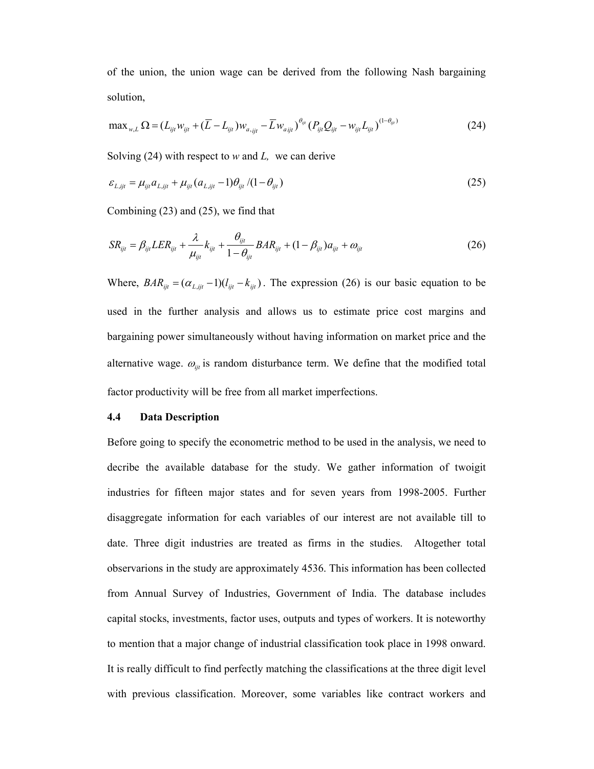of the union, the union wage can be derived from the following Nash bargaining solution,

$$\max_{w,L} \Omega = (L_{ijt} w_{ijt} + (\overline{L} - L_{ijt}) w_{a,ijt} - \overline{L} w_{a\,ijt})^{\theta_{ijt}} (P_{ijt} Q_{ijt} - w_{ijt} L_{ijt})^{(1-\theta_{ijt})} \tag{24}$$

Solving (24) with respect to *w* and *L,* we can derive

$$\varepsilon_{L,ijt} = \mu_{ijt} a_{L,ijt} + \mu_{ijt} (a_{L,ijt} - 1)\theta_{ijt} / (1 - \theta_{ijt}) \tag{25}$$

Combining (23) and (25), we find that

$$SR_{ijt} = \beta_{ijt} LER_{ijt} + \frac{\lambda}{\mu_{ijt}} k_{ijt} + \frac{\theta_{ijt}}{1 - \theta_{ijt}} BAR_{ijt} + (1 - \beta_{ijt}) a_{ijt} + \omega_{ijt} \tag{26}$$

Where, $BAR_{ijt} = (\alpha_{L,ijt} - 1)(l_{ijt} - k_{ijt})$. The expression (26) is our basic equation to be used in the further analysis and allows us to estimate price cost margins and bargaining power simultaneously without having information on market price and the alternative wage. $\omega_{ijt}$ is random disturbance term. We define that the modified total factor productivity will be free from all market imperfections.

### 4.4 Data Description

Before going to specify the econometric method to be used in the analysis, we need to decribe the available database for the study. We gather information of twoigit industries for fifteen major states and for seven years from 1998-2005. Further disaggregate information for each variables of our interest are not available till to date. Three digit industries are treated as firms in the studies. Altogether total observarions in the study are approximately 4536. This information has been collected from Annual Survey of Industries, Government of India. The database includes capital stocks, investments, factor uses, outputs and types of workers. It is noteworthy to mention that a major change of industrial classification took place in 1998 onward. It is really difficult to find perfectly matching the classifications at the three digit level with previous classification. Moreover, some variables like contract workers and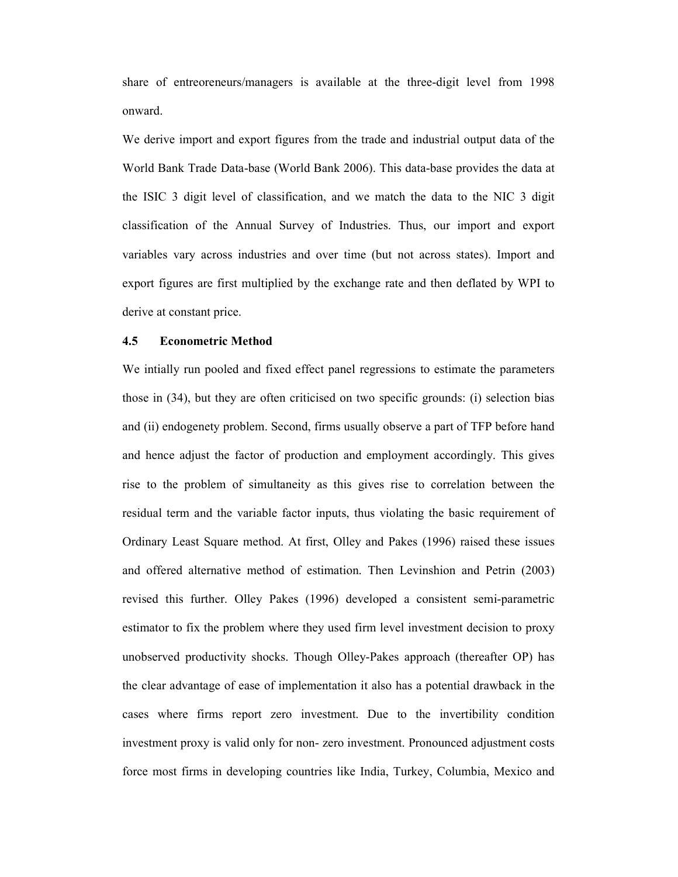share of entreoreneurs/managers is available at the three-digit level from 1998 onward.

We derive import and export figures from the trade and industrial output data of the World Bank Trade Data-base (World Bank 2006). This data-base provides the data at the ISIC 3 digit level of classification, and we match the data to the NIC 3 digit classification of the Annual Survey of Industries. Thus, our import and export variables vary across industries and over time (but not across states). Import and export figures are first multiplied by the exchange rate and then deflated by WPI to derive at constant price.

### 4.5 Econometric Method

We intially run pooled and fixed effect panel regressions to estimate the parameters those in (34), but they are often criticised on two specific grounds: (i) selection bias and (ii) endogenety problem. Second, firms usually observe a part of TFP before hand and hence adjust the factor of production and employment accordingly. This gives rise to the problem of simultaneity as this gives rise to correlation between the residual term and the variable factor inputs, thus violating the basic requirement of Ordinary Least Square method. At first, Olley and Pakes (1996) raised these issues and offered alternative method of estimation. Then Levinshion and Petrin (2003) revised this further. Olley Pakes (1996) developed a consistent semi-parametric estimator to fix the problem where they used firm level investment decision to proxy unobserved productivity shocks. Though Olley-Pakes approach (thereafter OP) has the clear advantage of ease of implementation it also has a potential drawback in the cases where firms report zero investment. Due to the invertibility condition investment proxy is valid only for non- zero investment. Pronounced adjustment costs force most firms in developing countries like India, Turkey, Columbia, Mexico and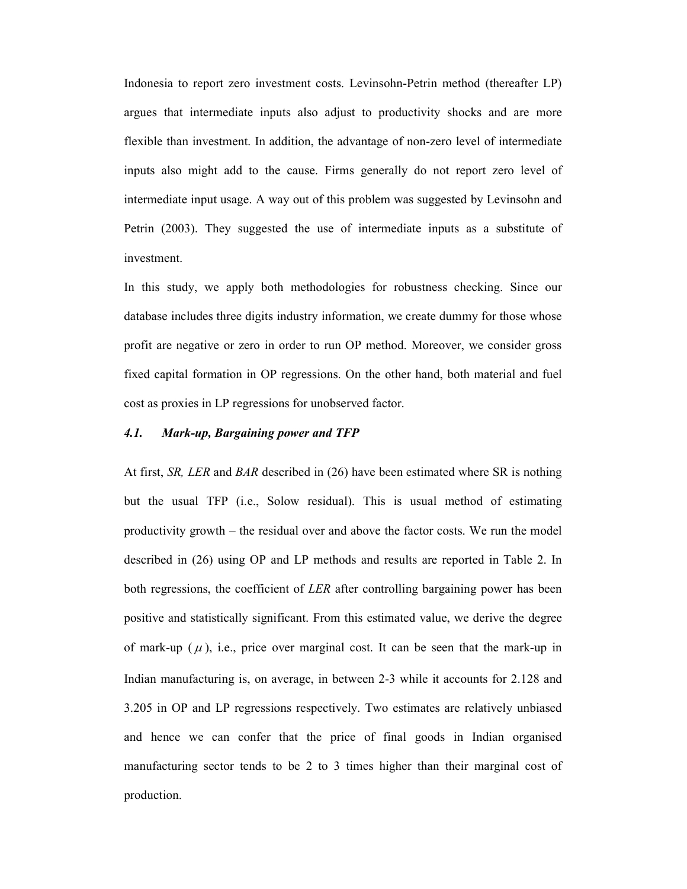Indonesia to report zero investment costs. Levinsohn-Petrin method (thereafter LP) argues that intermediate inputs also adjust to productivity shocks and are more flexible than investment. In addition, the advantage of non-zero level of intermediate inputs also might add to the cause. Firms generally do not report zero level of intermediate input usage. A way out of this problem was suggested by Levinsohn and Petrin (2003). They suggested the use of intermediate inputs as a substitute of investment.

In this study, we apply both methodologies for robustness checking. Since our database includes three digits industry information, we create dummy for those whose profit are negative or zero in order to run OP method. Moreover, we consider gross fixed capital formation in OP regressions. On the other hand, both material and fuel cost as proxies in LP regressions for unobserved factor.

### *4.1. Mark-up, Bargaining power and TFP*

At first, *SR, LER* and *BAR* described in (26) have been estimated where SR is nothing but the usual TFP (i.e., Solow residual). This is usual method of estimating productivity growth – the residual over and above the factor costs. We run the model described in (26) using OP and LP methods and results are reported in Table 2. In both regressions, the coefficient of *LER* after controlling bargaining power has been positive and statistically significant. From this estimated value, we derive the degree of mark-up ( $\mu$ ), i.e., price over marginal cost. It can be seen that the mark-up in Indian manufacturing is, on average, in between 2-3 while it accounts for 2.128 and 3.205 in OP and LP regressions respectively. Two estimates are relatively unbiased and hence we can confer that the price of final goods in Indian organised manufacturing sector tends to be 2 to 3 times higher than their marginal cost of production.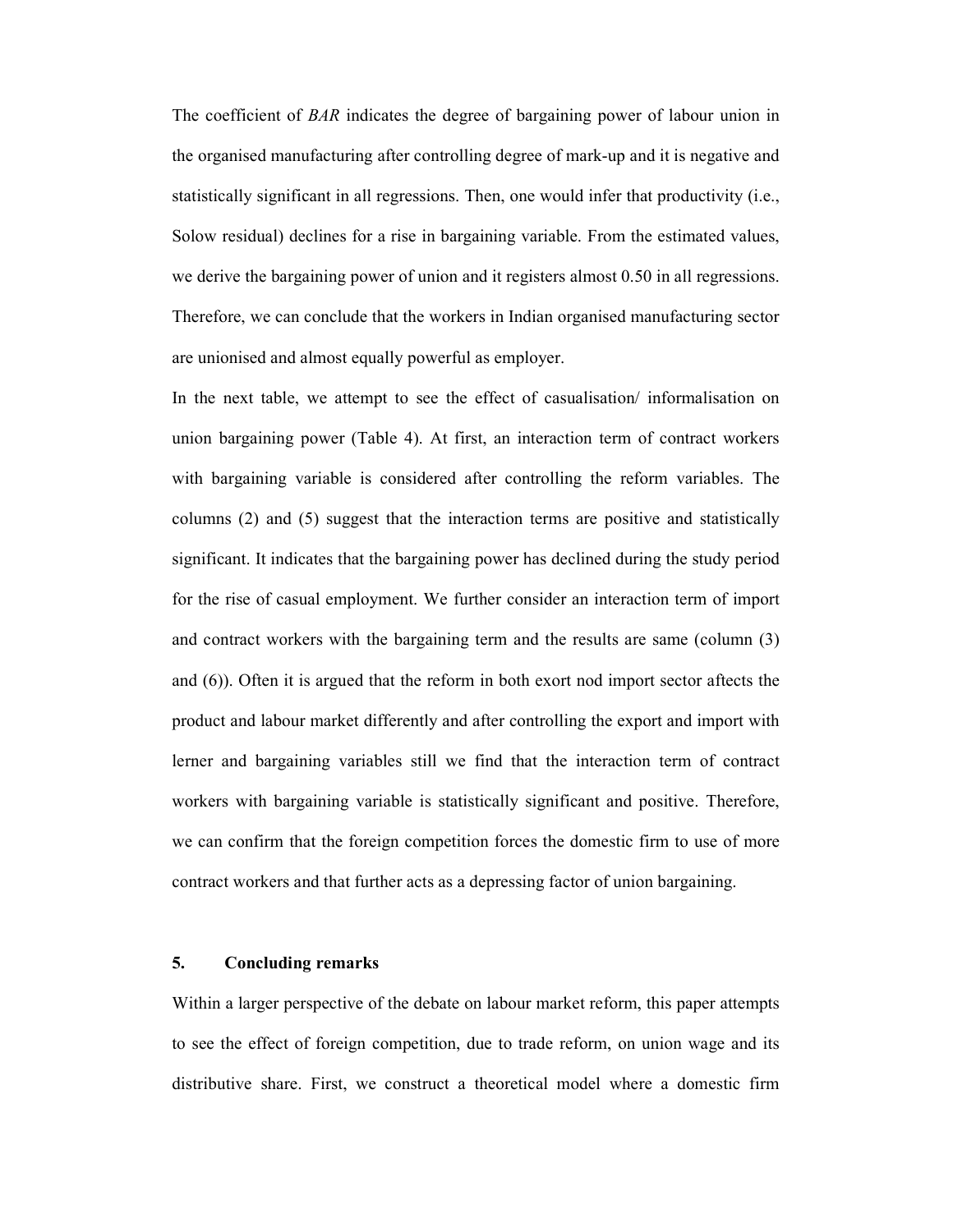The coefficient of *BAR* indicates the degree of bargaining power of labour union in the organised manufacturing after controlling degree of mark-up and it is negative and statistically significant in all regressions. Then, one would infer that productivity (i.e., Solow residual) declines for a rise in bargaining variable. From the estimated values, we derive the bargaining power of union and it registers almost 0.50 in all regressions. Therefore, we can conclude that the workers in Indian organised manufacturing sector are unionised and almost equally powerful as employer.

In the next table, we attempt to see the effect of casualisation/ informalisation on union bargaining power (Table 4). At first, an interaction term of contract workers with bargaining variable is considered after controlling the reform variables. The columns (2) and (5) suggest that the interaction terms are positive and statistically significant. It indicates that the bargaining power has declined during the study period for the rise of casual employment. We further consider an interaction term of import and contract workers with the bargaining term and the results are same (column (3) and (6)). Often it is argued that the reform in both exort nod import sector affects the product and labour market differently and after controlling the export and import with lerner and bargaining variables still we find that the interaction term of contract workers with bargaining variable is statistically significant and positive. Therefore, we can confirm that the foreign competition forces the domestic firm to use of more contract workers and that further acts as a depressing factor of union bargaining.

## 5. Concluding remarks

Within a larger perspective of the debate on labour market reform, this paper attempts to see the effect of foreign competition, due to trade reform, on union wage and its distributive share. First, we construct a theoretical model where a domestic firm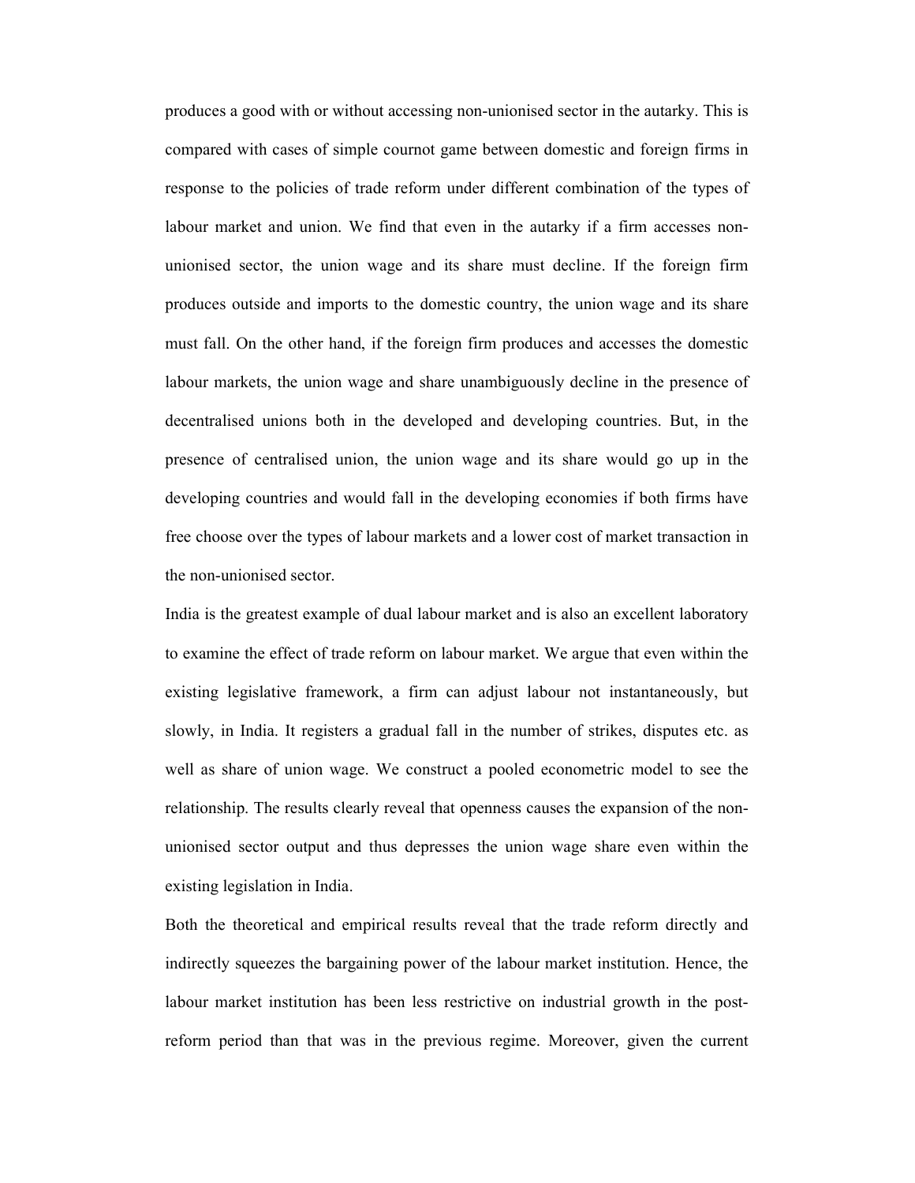produces a good with or without accessing non-unionised sector in the autarky. This is compared with cases of simple cournot game between domestic and foreign firms in response to the policies of trade reform under different combination of the types of labour market and union. We find that even in the autarky if a firm accesses non-unionised sector, the union wage and its share must decline. If the foreign firm produces outside and imports to the domestic country, the union wage and its share must fall. On the other hand, if the foreign firm produces and accesses the domestic labour markets, the union wage and share unambiguously decline in the presence of decentralised unions both in the developed and developing countries. But, in the presence of centralised union, the union wage and its share would go up in the developing countries and would fall in the developing economies if both firms have free choose over the types of labour markets and a lower cost of market transaction in the non-unionised sector.

India is the greatest example of dual labour market and is also an excellent laboratory to examine the effect of trade reform on labour market. We argue that even within the existing legislative framework, a firm can adjust labour not instantaneously, but slowly, in India. It registers a gradual fall in the number of strikes, disputes etc. as well as share of union wage. We construct a pooled econometric model to see the relationship. The results clearly reveal that openness causes the expansion of the non-unionised sector output and thus depresses the union wage share even within the existing legislation in India.

Both the theoretical and empirical results reveal that the trade reform directly and indirectly squeezes the bargaining power of the labour market institution. Hence, the labour market institution has been less restrictive on industrial growth in the post-reform period than that was in the previous regime. Moreover, given the current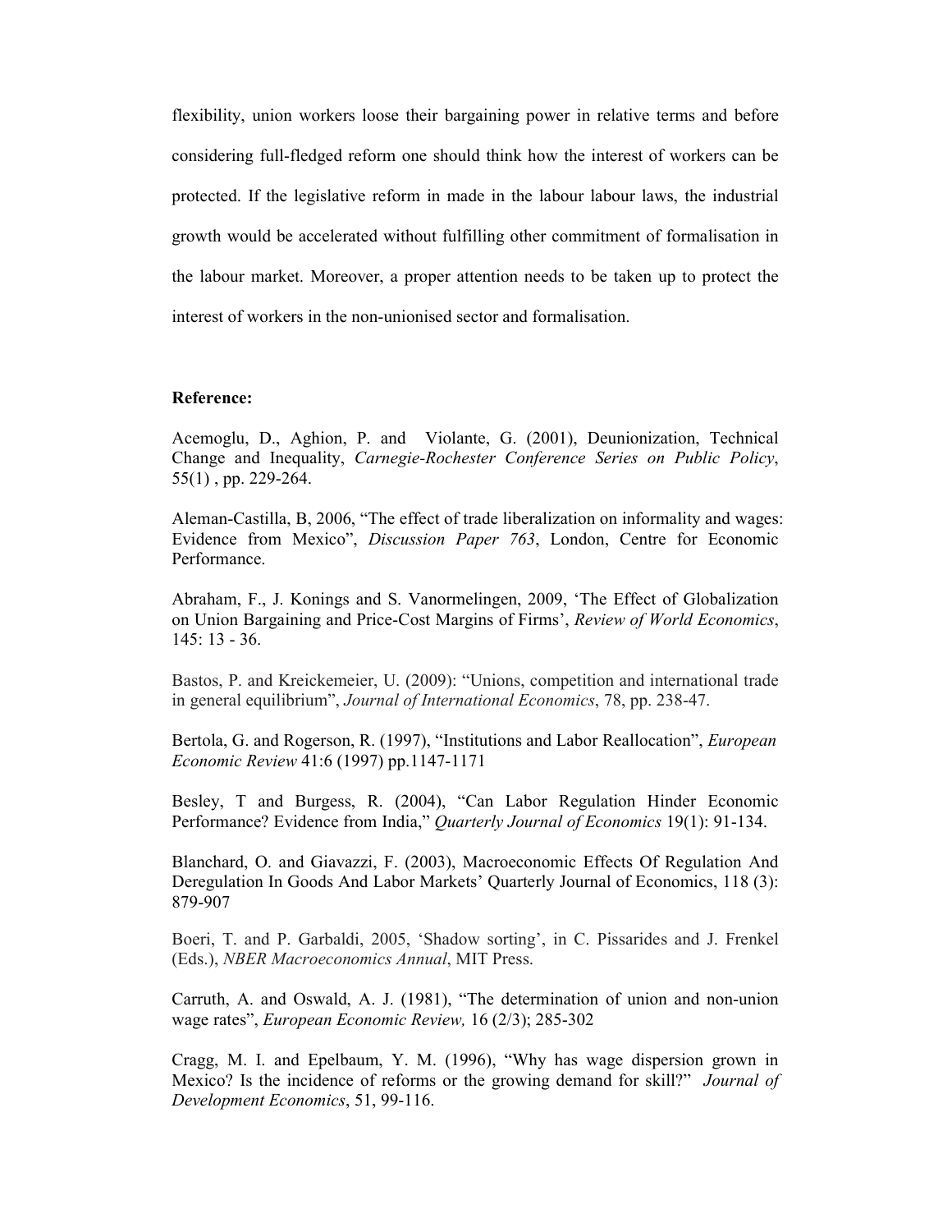flexibility, union workers loose their bargaining power in relative terms and before considering full-fledged reform one should think how the interest of workers can be protected. If the legislative reform in made in the labour labour laws, the industrial growth would be accelerated without fulfilling other commitment of formalisation in the labour market. Moreover, a proper attention needs to be taken up to protect the interest of workers in the non-unionised sector and formalisation.

**Reference:**

Acemoglu, D., Aghion, P. and Violante, G. (2001), Deunionization, Technical Change and Inequality, *Carnegie-Rochester Conference Series on Public Policy*, 55(1) , pp. 229-264.

Aleman-Castilla, B, 2006, "The effect of trade liberalization on informality and wages: Evidence from Mexico", *Discussion Paper 763*, London, Centre for Economic Performance.

Abraham, F., J. Konings and S. Vanormelingen, 2009, 'The Effect of Globalization on Union Bargaining and Price-Cost Margins of Firms', *Review of World Economics*, 145: 13 - 36.

Bastos, P. and Kreickemeier, U. (2009): "Unions, competition and international trade in general equilibrium", *Journal of International Economics*, 78, pp. 238-47.

Bertola, G. and Rogerson, R. (1997), "Institutions and Labor Reallocation", *European Economic Review* 41:6 (1997) pp.1147-1171

Besley, T and Burgess, R. (2004), "Can Labor Regulation Hinder Economic Performance? Evidence from India," *Quarterly Journal of Economics* 19(1): 91-134.

Blanchard, O. and Giavazzi, F. (2003), Macroeconomic Effects Of Regulation And Deregulation In Goods And Labor Markets' Quarterly Journal of Economics, 118 (3): 879-907

Boeri, T. and P. Garbaldi, 2005, 'Shadow sorting', in C. Pissarides and J. Frenkel (Eds.), *NBER Macroeconomics Annual*, MIT Press.

Carruth, A. and Oswald, A. J. (1981), "The determination of union and non-union wage rates", *European Economic Review,* 16 (2/3); 285-302

Cragg, M. I. and Epelbaum, Y. M. (1996), "Why has wage dispersion grown in Mexico? Is the incidence of reforms or the growing demand for skill?" *Journal of Development Economics*, 51, 99-116.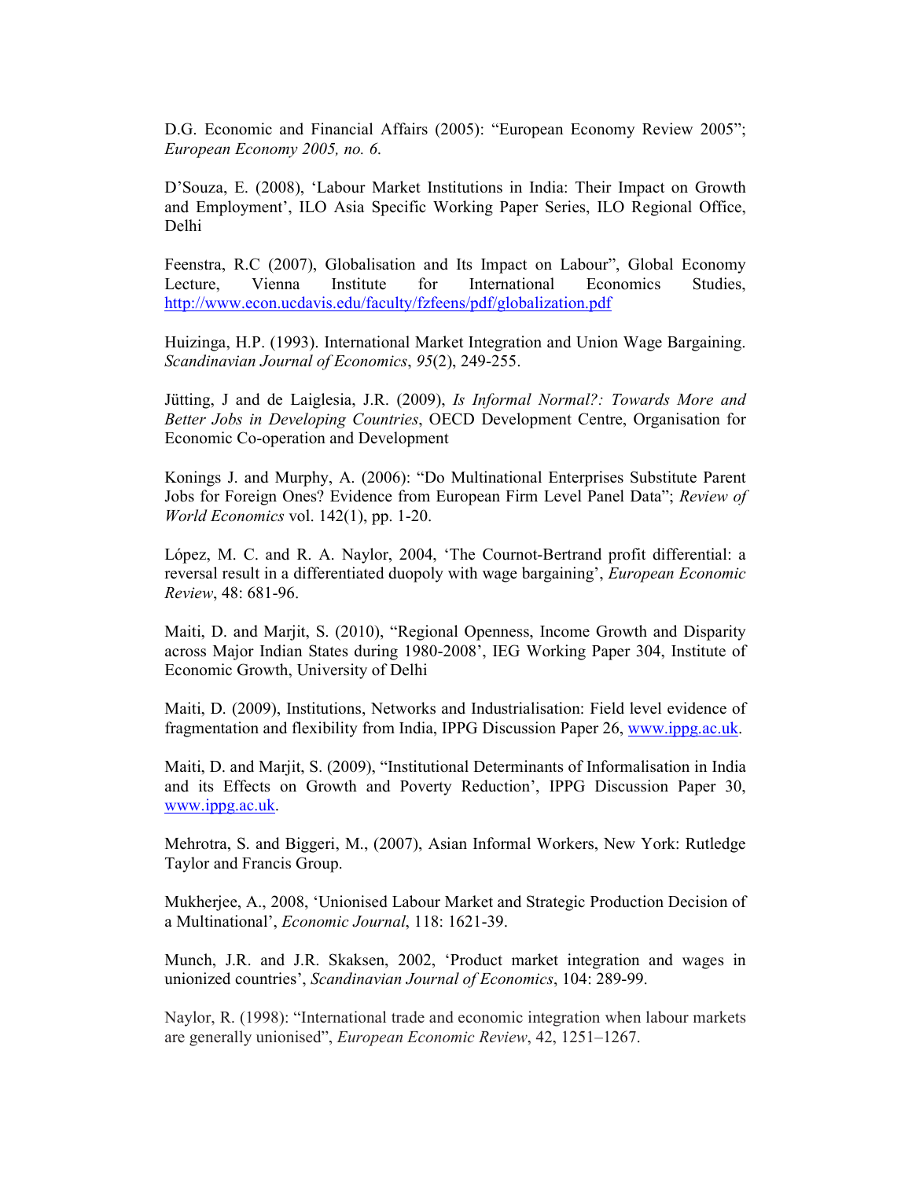D.G. Economic and Financial Affairs (2005): "European Economy Review 2005"; *European Economy 2005, no. 6.*

D'Souza, E. (2008), 'Labour Market Institutions in India: Their Impact on Growth and Employment', ILO Asia Specific Working Paper Series, ILO Regional Office, Delhi

Feenstra, R.C (2007), Globalisation and Its Impact on Labour", Global Economy Lecture, Vienna Institute for International Economics Studies, http://www.econ.ucdavis.edu/faculty/fzfeens/pdf/globalization.pdf

Huizinga, H.P. (1993). International Market Integration and Union Wage Bargaining. *Scandinavian Journal of Economics*, *95*(2), 249-255.

Jütting, J and de Laiglesia, J.R. (2009), *Is Informal Normal?: Towards More and Better Jobs in Developing Countries*, OECD Development Centre, Organisation for Economic Co-operation and Development

Konings J. and Murphy, A. (2006): "Do Multinational Enterprises Substitute Parent Jobs for Foreign Ones? Evidence from European Firm Level Panel Data"; *Review of World Economics* vol. 142(1), pp. 1-20.

López, M. C. and R. A. Naylor, 2004, 'The Cournot-Bertrand profit differential: a reversal result in a differentiated duopoly with wage bargaining', *European Economic Review*, 48: 681-96.

Maiti, D. and Marjit, S. (2010), "Regional Openness, Income Growth and Disparity across Major Indian States during 1980-2008', IEG Working Paper 304, Institute of Economic Growth, University of Delhi

Maiti, D. (2009), Institutions, Networks and Industrialisation: Field level evidence of fragmentation and flexibility from India, IPPG Discussion Paper 26, www.ippg.ac.uk.

Maiti, D. and Marjit, S. (2009), "Institutional Determinants of Informalisation in India and its Effects on Growth and Poverty Reduction', IPPG Discussion Paper 30, www.ippg.ac.uk.

Mehrotra, S. and Biggeri, M., (2007), Asian Informal Workers, New York: Rutledge Taylor and Francis Group.

Mukherjee, A., 2008, 'Unionised Labour Market and Strategic Production Decision of a Multinational', *Economic Journal*, 118: 1621-39.

Munch, J.R. and J.R. Skaksen, 2002, 'Product market integration and wages in unionized countries', *Scandinavian Journal of Economics*, 104: 289-99.

Naylor, R. (1998): "International trade and economic integration when labour markets are generally unionised", *European Economic Review*, 42, 1251–1267.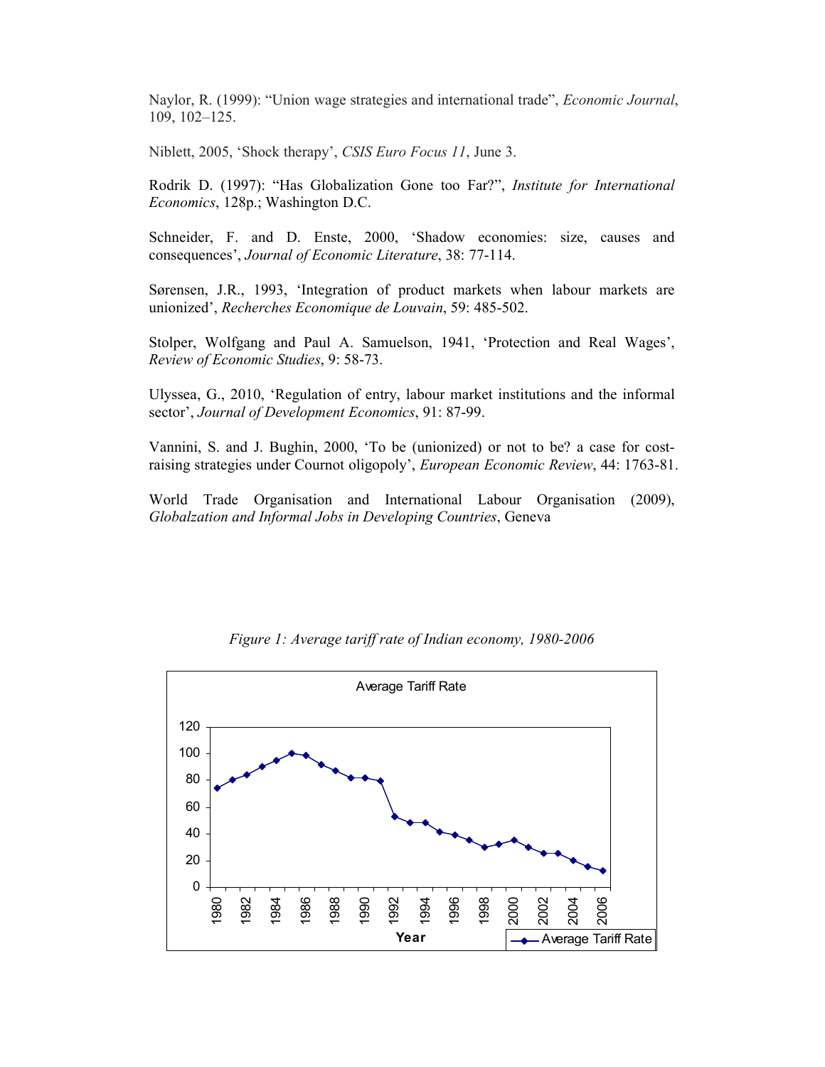Naylor, R. (1999): "Union wage strategies and international trade", *Economic Journal*, 109, 102–125.

Niblett, 2005, 'Shock therapy', *CSIS Euro Focus 11*, June 3.

Rodrik D. (1997): "Has Globalization Gone too Far?", *Institute for International Economics*, 128p.; Washington D.C.

Schneider, F. and D. Enste, 2000, 'Shadow economies: size, causes and consequences', *Journal of Economic Literature*, 38: 77-114.

Sørensen, J.R., 1993, 'Integration of product markets when labour markets are unionized', *Recherches Economique de Louvain*, 59: 485-502.

Stolper, Wolfgang and Paul A. Samuelson, 1941, 'Protection and Real Wages', *Review of Economic Studies*, 9: 58-73.

Ulyssea, G., 2010, 'Regulation of entry, labour market institutions and the informal sector', *Journal of Development Economics*, 91: 87-99.

Vannini, S. and J. Bughin, 2000, 'To be (unionized) or not to be? a case for cost-raising strategies under Cournot oligopoly', *European Economic Review*, 44: 1763-81.

World Trade Organisation and International Labour Organisation (2009), *Globalzation and Informal Jobs in Developing Countries*, Geneva

*Figure 1: Average tariff rate of Indian economy, 1980-2006*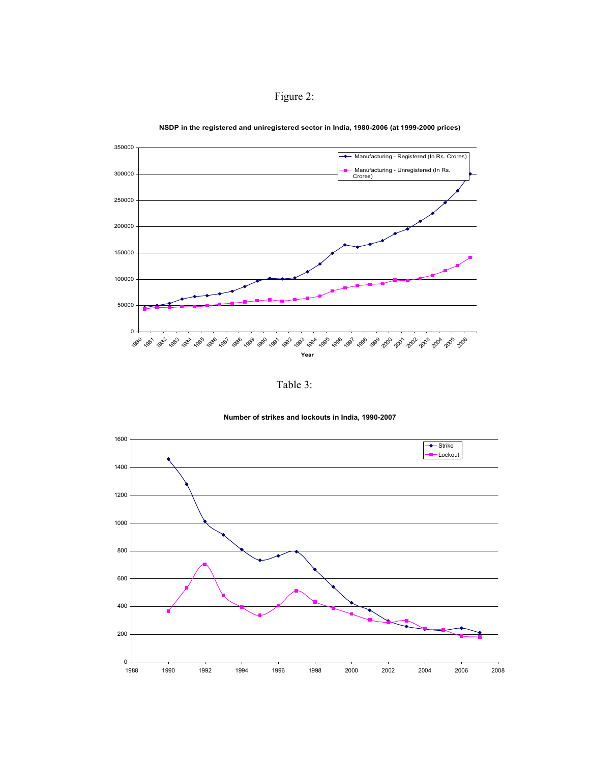Figure 2:

**NSDP in the registered and uniregistered sector in India, 1980-2006 (at 1999-2000 prices)**

Table 3:

**Number of strikes and lockouts in India, 1990-2007**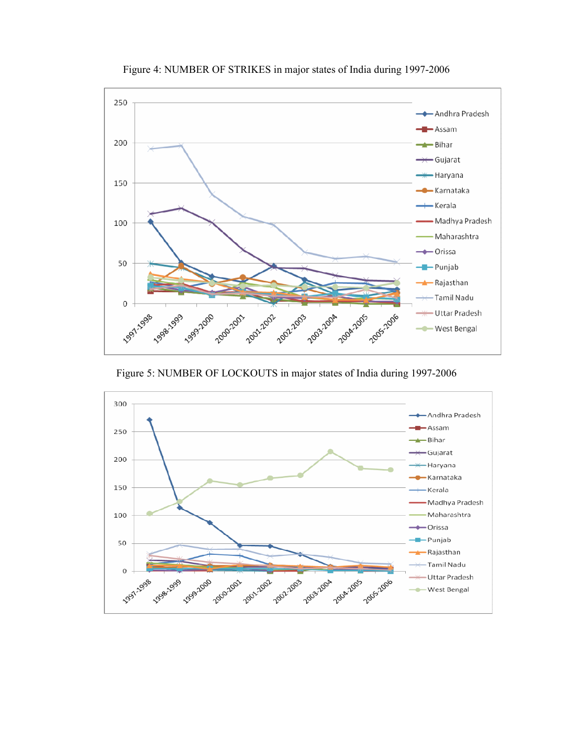Figure 4: NUMBER OF STRIKES in major states of India during 1997-2006

Figure 5: NUMBER OF LOCKOUTS in major states of India during 1997-2006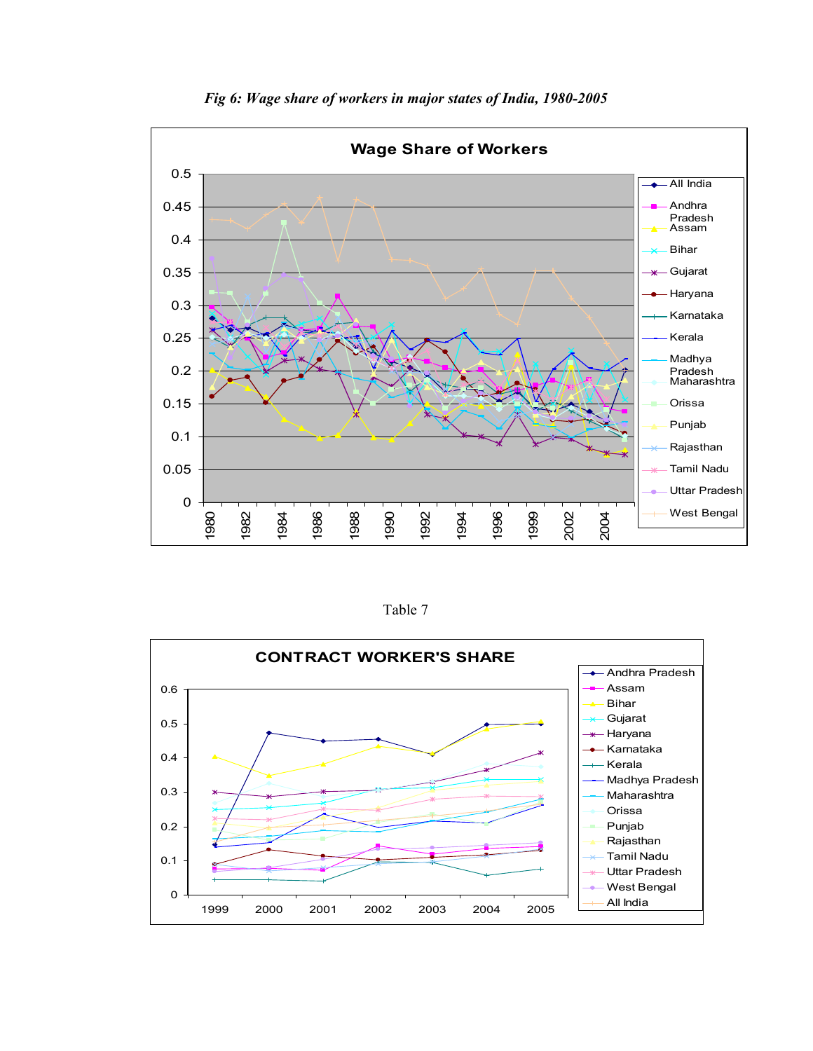*Fig 6: Wage share of workers in major states of India, 1980-2005*

Table 7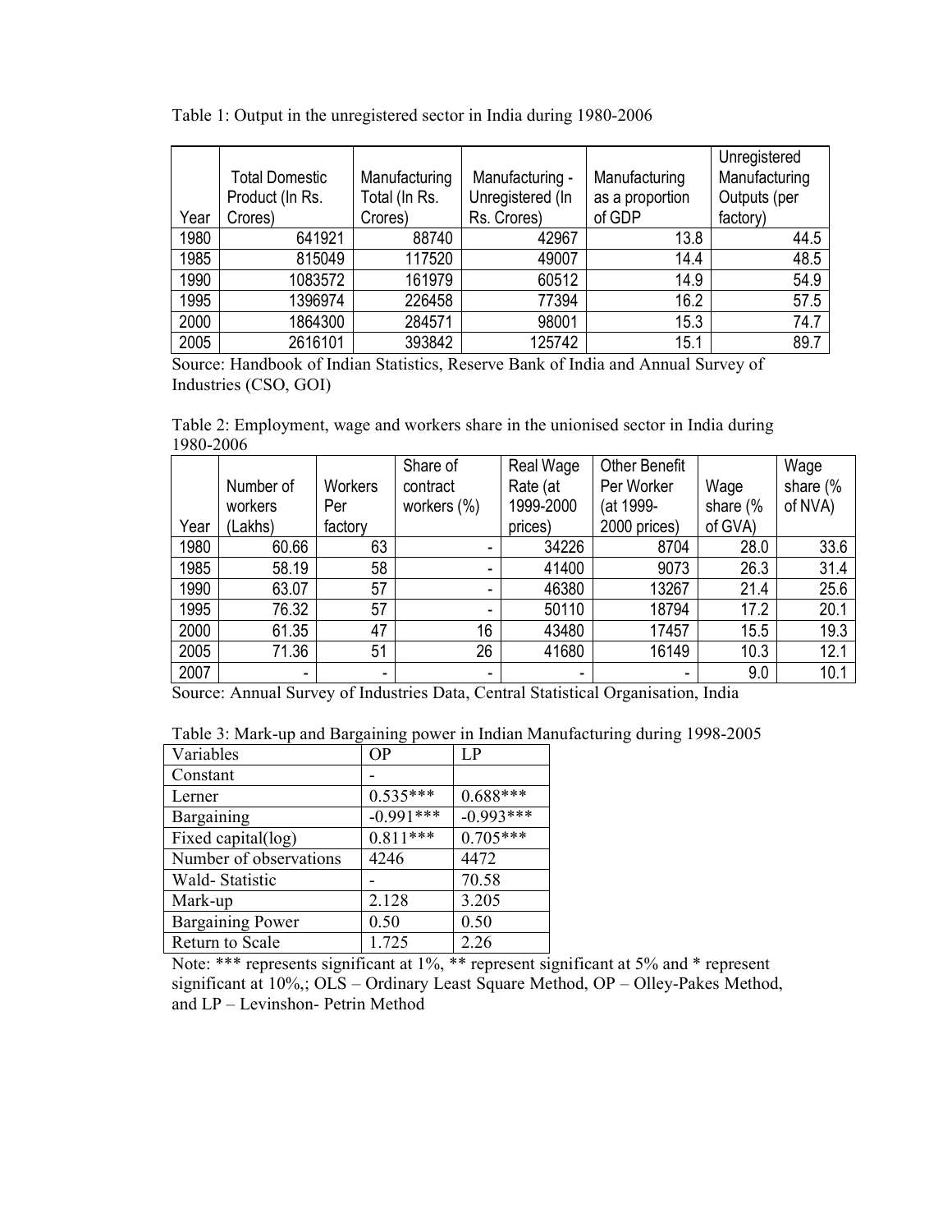Table 1: Output in the unregistered sector in India during 1980-2006

| Year | Total Domestic Product (In Rs. Crores) | Manufacturing Total (In Rs. Crores) | Manufacturing - Unregistered (In Rs. Crores) | Manufacturing as a proportion of GDP | Unregistered Manufacturing Outputs (per factory) |
|---|---|---|---|---|---|
| 1980 | 641921 | 88740 | 42967 | 13.8 | 44.5 |
| 1985 | 815049 | 117520 | 49007 | 14.4 | 48.5 |
| 1990 | 1083572 | 161979 | 60512 | 14.9 | 54.9 |
| 1995 | 1396974 | 226458 | 77394 | 16.2 | 57.5 |
| 2000 | 1864300 | 284571 | 98001 | 15.3 | 74.7 |
| 2005 | 2616101 | 393842 | 125742 | 15.1 | 89.7 |

Source: Handbook of Indian Statistics, Reserve Bank of India and Annual Survey of Industries (CSO, GOI)

Table 2: Employment, wage and workers share in the unionised sector in India during 1980-2006

| Year | Number of workers (Lakhs) | Workers Per factory | Share of contract workers (%) | Real Wage Rate (at 1999-2000 prices) | Other Benefit Per Worker (at 1999-2000 prices) | Wage share (% of GVA) | Wage share (% of NVA) |
|---|---|---|---|---|---|---|---|
| 1980 | 60.66 | 63 | - | 34226 | 8704 | 28.0 | 33.6 |
| 1985 | 58.19 | 58 | - | 41400 | 9073 | 26.3 | 31.4 |
| 1990 | 63.07 | 57 | - | 46380 | 13267 | 21.4 | 25.6 |
| 1995 | 76.32 | 57 | - | 50110 | 18794 | 17.2 | 20.1 |
| 2000 | 61.35 | 47 | 16 | 43480 | 17457 | 15.5 | 19.3 |
| 2005 | 71.36 | 51 | 26 | 41680 | 16149 | 10.3 | 12.1 |
| 2007 | - | - | - | - | - | 9.0 | 10.1 |

Source: Annual Survey of Industries Data, Central Statistical Organisation, India

Table 3: Mark-up and Bargaining power in Indian Manufacturing during 1998-2005

| Variables | OP | LP |
|---|---|---|
| Constant | - | |
| Lerner | 0.535*** | 0.688*** |
| Bargaining | -0.991*** | -0.993*** |
| Fixed capital(log) | 0.811*** | 0.705*** |
| Number of observations | 4246 | 4472 |
| Wald- Statistic | - | 70.58 |
| Mark-up | 2.128 | 3.205 |
| Bargaining Power | 0.50 | 0.50 |
| Return to Scale | 1.725 | 2.26 |

Note: *** represents significant at 1%, ** represent significant at 5% and * represent significant at 10%,; OLS – Ordinary Least Square Method, OP – Olley-Pakes Method, and LP – Levinshon- Petrin Method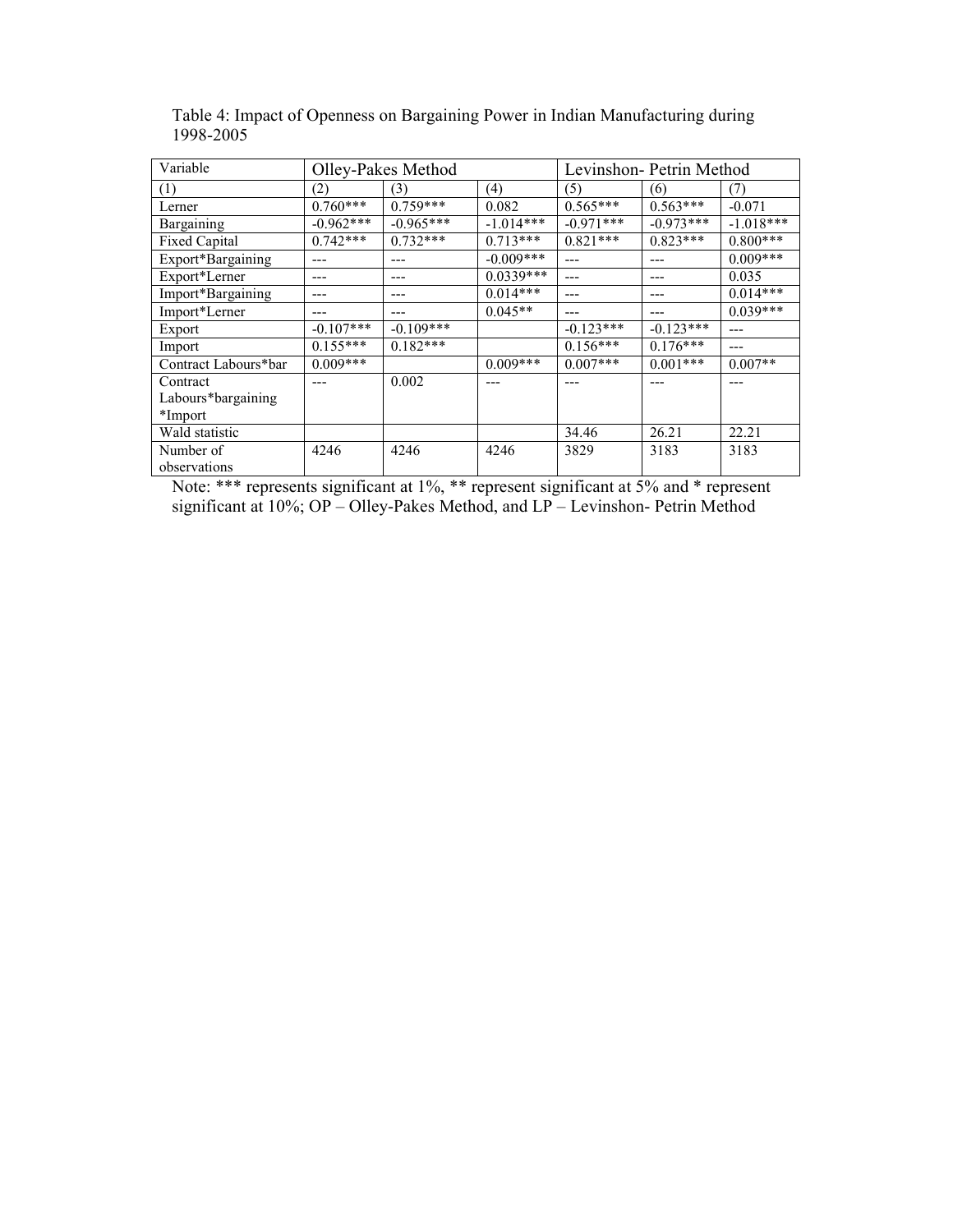Table 4: Impact of Openness on Bargaining Power in Indian Manufacturing during 1998-2005

| Variable | Olley-Pakes Method | | | Levinshon- Petrin Method | | |
|---|---|---|---|---|---|---|
| (1) | (2) | (3) | (4) | (5) | (6) | (7) |
| Lerner | 0.760*** | 0.759*** | 0.082 | 0.565*** | 0.563*** | -0.071 |
| Bargaining | -0.962*** | -0.965*** | -1.014*** | -0.971*** | -0.973*** | -1.018*** |
| Fixed Capital | 0.742*** | 0.732*** | 0.713*** | 0.821*** | 0.823*** | 0.800*** |
| Export*Bargaining | --- | --- | -0.009*** | --- | --- | 0.009*** |
| Export*Lerner | --- | --- | 0.0339*** | --- | --- | 0.035 |
| Import*Bargaining | --- | --- | 0.014*** | --- | --- | 0.014*** |
| Import*Lerner | --- | --- | 0.045** | --- | --- | 0.039*** |
| Export | -0.107*** | -0.109*** | | -0.123*** | -0.123*** | --- |
| Import | 0.155*** | 0.182*** | | 0.156*** | 0.176*** | --- |
| Contract Labours*bar | 0.009*** | | 0.009*** | 0.007*** | 0.001*** | 0.007** |
| Contract Labours*bargaining *Import | --- | 0.002 | --- | --- | --- | --- |
| Wald statistic | | | | 34.46 | 26.21 | 22.21 |
| Number of observations | 4246 | 4246 | 4246 | 3829 | 3183 | 3183 |

Note: *** represents significant at 1%, ** represent significant at 5% and * represent significant at 10%; OP – Olley-Pakes Method, and LP – Levinshon- Petrin Method